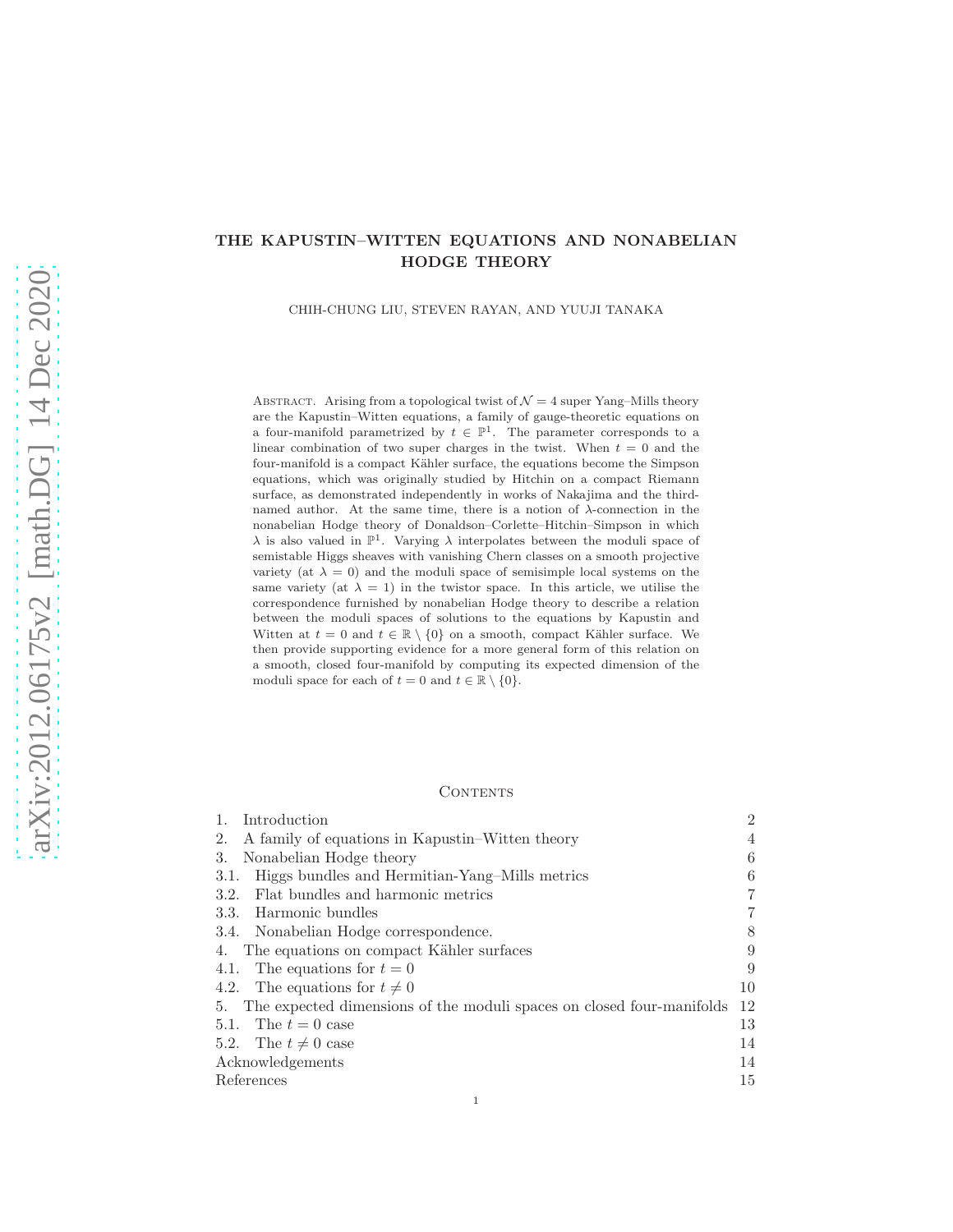# THE KAPUSTIN–WITTEN EQUATIONS AND NONABELIAN HODGE THEORY

CHIH-CHUNG LIU, STEVEN RAYAN, AND YUUJI TANAKA

Abstract. Arising from a topological twist of $\mathcal{N} = 4$ super Yang–Mills theory are the Kapustin–Witten equations, a family of gauge-theoretic equations on a four-manifold parametrized by $t \in \mathbb{P}^1$. The parameter corresponds to a linear combination of two super charges in the twist. When $t = 0$ and the four-manifold is a compact Kähler surface, the equations become the Simpson equations, which was originally studied by Hitchin on a compact Riemann surface, as demonstrated independently in works of Nakajima and the third-named author. At the same time, there is a notion of $\lambda$-connection in the nonabelian Hodge theory of Donaldson–Corlette–Hitchin–Simpson in which $\lambda$ is also valued in $\mathbb{P}^1$. Varying $\lambda$ interpolates between the moduli space of semistable Higgs sheaves with vanishing Chern classes on a smooth projective variety (at $\lambda = 0$) and the moduli space of semisimple local systems on the same variety (at $\lambda = 1$) in the twistor space. In this article, we utilise the correspondence furnished by nonabelian Hodge theory to describe a relation between the moduli spaces of solutions to the equations by Kapustin and Witten at $t = 0$ and $t \in \mathbb{R} \setminus \{0\}$ on a smooth, compact Kähler surface. We then provide supporting evidence for a more general form of this relation on a smooth, closed four-manifold by computing its expected dimension of the moduli space for each of $t = 0$ and $t \in \mathbb{R} \setminus \{0\}$.

## Contents

| | |
|---|---|
| 1. Introduction | 2 |
| 2. A family of equations in Kapustin–Witten theory | 4 |
| 3. Nonabelian Hodge theory | 6 |
| 3.1. Higgs bundles and Hermitian-Yang–Mills metrics | 6 |
| 3.2. Flat bundles and harmonic metrics | 7 |
| 3.3. Harmonic bundles | 7 |
| 3.4. Nonabelian Hodge correspondence. | 8 |
| 4. The equations on compact Kähler surfaces | 9 |
| 4.1. The equations for $t = 0$ | 9 |
| 4.2. The equations for $t \neq 0$ | 10 |
| 5. The expected dimensions of the moduli spaces on closed four-manifolds | 12 |
| 5.1. The $t = 0$ case | 13 |
| 5.2. The $t \neq 0$ case | 14 |
| Acknowledgements | 14 |
| References | 15 |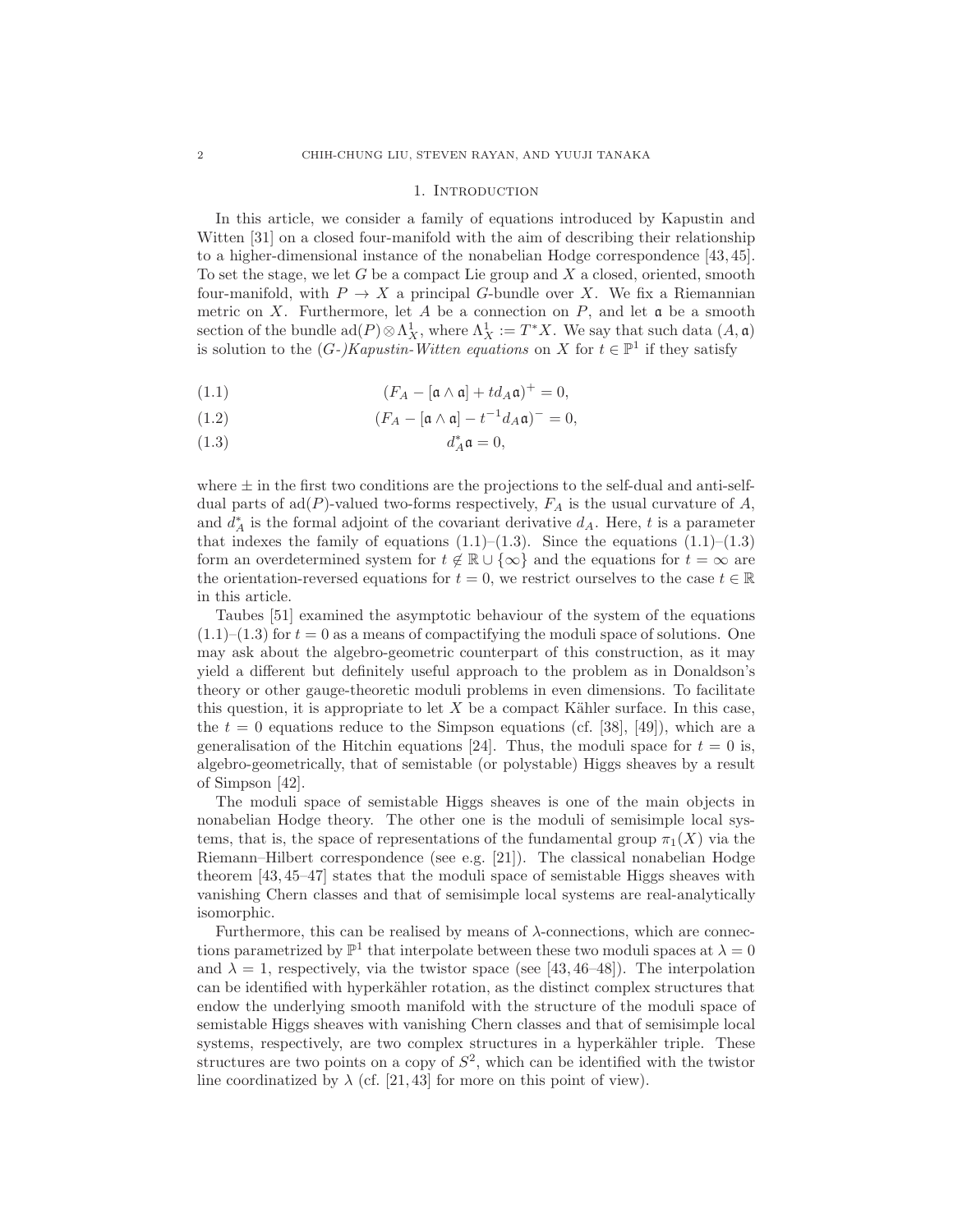## 1. Introduction

In this article, we consider a family of equations introduced by Kapustin and Witten [31] on a closed four-manifold with the aim of describing their relationship to a higher-dimensional instance of the nonabelian Hodge correspondence [43, 45]. To set the stage, we let $G$ be a compact Lie group and $X$ a closed, oriented, smooth four-manifold, with $P \to X$ a principal $G$-bundle over $X$. We fix a Riemannian metric on $X$. Furthermore, let $A$ be a connection on $P$, and let $\mathfrak{a}$ be a smooth section of the bundle $\mathrm{ad}(P) \otimes \Lambda^1_X$, where $\Lambda^1_X := T^*X$. We say that such data $(A, \mathfrak{a})$ is solution to the *(G-)Kapustin-Witten equations* on $X$ for $t \in \mathbb{P}^1$ if they satisfy

$$(F_A - [\mathfrak{a} \wedge \mathfrak{a}] + t d_A \mathfrak{a})^+ = 0, \tag{1.1}$$

$$(F_A - [\mathfrak{a} \wedge \mathfrak{a}] - t^{-1} d_A \mathfrak{a})^- = 0, \tag{1.2}$$

$$d_A^* \mathfrak{a} = 0, \tag{1.3}$$

where $\pm$ in the first two conditions are the projections to the self-dual and anti-self-dual parts of $\mathrm{ad}(P)$-valued two-forms respectively, $F_A$ is the usual curvature of $A$, and $d_A^*$ is the formal adjoint of the covariant derivative $d_A$. Here, $t$ is a parameter that indexes the family of equations (1.1)–(1.3). Since the equations (1.1)–(1.3) form an overdetermined system for $t \notin \mathbb{R} \cup \{\infty\}$ and the equations for $t = \infty$ are the orientation-reversed equations for $t = 0$, we restrict ourselves to the case $t \in \mathbb{R}$ in this article.

Taubes [51] examined the asymptotic behaviour of the system of the equations (1.1)–(1.3) for $t = 0$ as a means of compactifying the moduli space of solutions. One may ask about the algebro-geometric counterpart of this construction, as it may yield a different but definitely useful approach to the problem as in Donaldson's theory or other gauge-theoretic moduli problems in even dimensions. To facilitate this question, it is appropriate to let $X$ be a compact Kähler surface. In this case, the $t = 0$ equations reduce to the Simpson equations (cf. [38], [49]), which are a generalisation of the Hitchin equations [24]. Thus, the moduli space for $t = 0$ is, algebro-geometrically, that of semistable (or polystable) Higgs sheaves by a result of Simpson [42].

The moduli space of semistable Higgs sheaves is one of the main objects in nonabelian Hodge theory. The other one is the moduli of semisimple local systems, that is, the space of representations of the fundamental group $\pi_1(X)$ via the Riemann–Hilbert correspondence (see e.g. [21]). The classical nonabelian Hodge theorem [43, 45–47] states that the moduli space of semistable Higgs sheaves with vanishing Chern classes and that of semisimple local systems are real-analytically isomorphic.

Furthermore, this can be realised by means of $\lambda$-connections, which are connections parametrized by $\mathbb{P}^1$ that interpolate between these two moduli spaces at $\lambda = 0$ and $\lambda = 1$, respectively, via the twistor space (see [43, 46–48]). The interpolation can be identified with hyperkähler rotation, as the distinct complex structures that endow the underlying smooth manifold with the structure of the moduli space of semistable Higgs sheaves with vanishing Chern classes and that of semisimple local systems, respectively, are two complex structures in a hyperkähler triple. These structures are two points on a copy of $S^2$, which can be identified with the twistor line coordinatized by $\lambda$ (cf. [21, 43] for more on this point of view).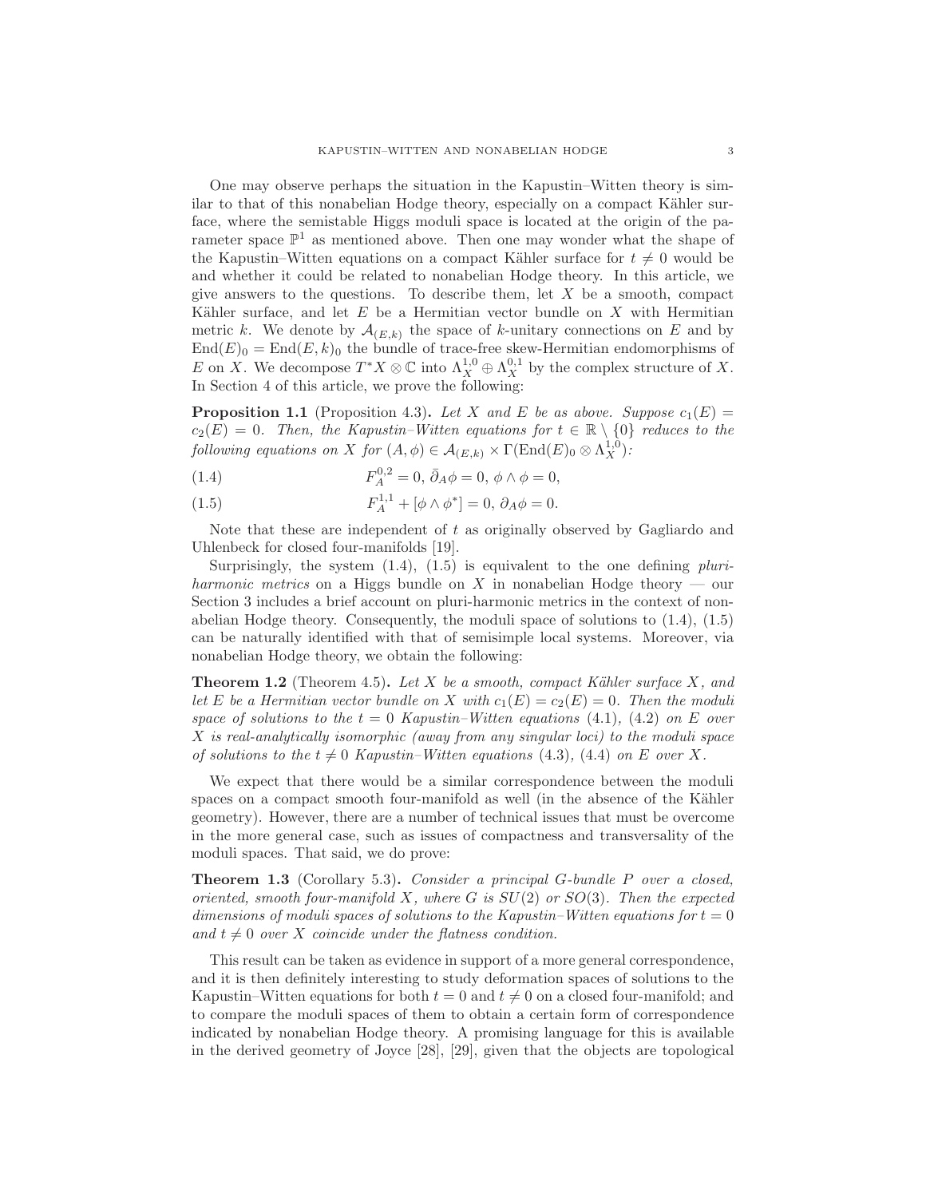One may observe perhaps the situation in the Kapustin–Witten theory is similar to that of this nonabelian Hodge theory, especially on a compact Kähler surface, where the semistable Higgs moduli space is located at the origin of the parameter space $\mathbb{P}^1$ as mentioned above. Then one may wonder what the shape of the Kapustin–Witten equations on a compact Kähler surface for $t \neq 0$ would be and whether it could be related to nonabelian Hodge theory. In this article, we give answers to the questions. To describe them, let $X$ be a smooth, compact Kähler surface, and let $E$ be a Hermitian vector bundle on $X$ with Hermitian metric $k$. We denote by $\mathcal{A}_{(E,k)}$ the space of $k$-unitary connections on $E$ and by $\mathrm{End}(E)_0 = \mathrm{End}(E, k)_0$ the bundle of trace-free skew-Hermitian endomorphisms of $E$ on $X$. We decompose $T^*X \otimes \mathbb{C}$ into $\Lambda^{1,0}_X \oplus \Lambda^{0,1}_X$ by the complex structure of $X$. In Section 4 of this article, we prove the following:

**Proposition 1.1** (Proposition 4.3)**.** *Let $X$ and $E$ be as above. Suppose $c_1(E) = c_2(E) = 0$. Then, the Kapustin–Witten equations for $t \in \mathbb{R} \setminus \{0\}$ reduces to the following equations on $X$ for $(A, \phi) \in \mathcal{A}_{(E,k)} \times \Gamma(\mathrm{End}(E)_0 \otimes \Lambda^{1,0}_X)$:*

$$F^{0,2}_A = 0, \ \bar{\partial}_A \phi = 0, \ \phi \wedge \phi = 0, \tag{1.4}$$

$$F^{1,1}_A + [\phi \wedge \phi^*] = 0, \ \partial_A \phi = 0. \tag{1.5}$$

Note that these are independent of $t$ as originally observed by Gagliardo and Uhlenbeck for closed four-manifolds [19].

Surprisingly, the system (1.4), (1.5) is equivalent to the one defining *pluri-harmonic metrics* on a Higgs bundle on $X$ in nonabelian Hodge theory — our Section 3 includes a brief account on pluri-harmonic metrics in the context of nonabelian Hodge theory. Consequently, the moduli space of solutions to (1.4), (1.5) can be naturally identified with that of semisimple local systems. Moreover, via nonabelian Hodge theory, we obtain the following:

**Theorem 1.2** (Theorem 4.5)**.** *Let $X$ be a smooth, compact Kähler surface $X$, and let $E$ be a Hermitian vector bundle on $X$ with $c_1(E) = c_2(E) = 0$. Then the moduli space of solutions to the $t = 0$ Kapustin–Witten equations (4.1), (4.2) on $E$ over $X$ is real-analytically isomorphic (away from any singular loci) to the moduli space of solutions to the $t \neq 0$ Kapustin–Witten equations (4.3), (4.4) on $E$ over $X$.*

We expect that there would be a similar correspondence between the moduli spaces on a compact smooth four-manifold as well (in the absence of the Kähler geometry). However, there are a number of technical issues that must be overcome in the more general case, such as issues of compactness and transversality of the moduli spaces. That said, we do prove:

**Theorem 1.3** (Corollary 5.3)**.** *Consider a principal $G$-bundle $P$ over a closed, oriented, smooth four-manifold $X$, where $G$ is $SU(2)$ or $SO(3)$. Then the expected dimensions of moduli spaces of solutions to the Kapustin–Witten equations for $t = 0$ and $t \neq 0$ over $X$ coincide under the flatness condition.*

This result can be taken as evidence in support of a more general correspondence, and it is then definitely interesting to study deformation spaces of solutions to the Kapustin–Witten equations for both $t = 0$ and $t \neq 0$ on a closed four-manifold; and to compare the moduli spaces of them to obtain a certain form of correspondence indicated by nonabelian Hodge theory. A promising language for this is available in the derived geometry of Joyce [28], [29], given that the objects are topological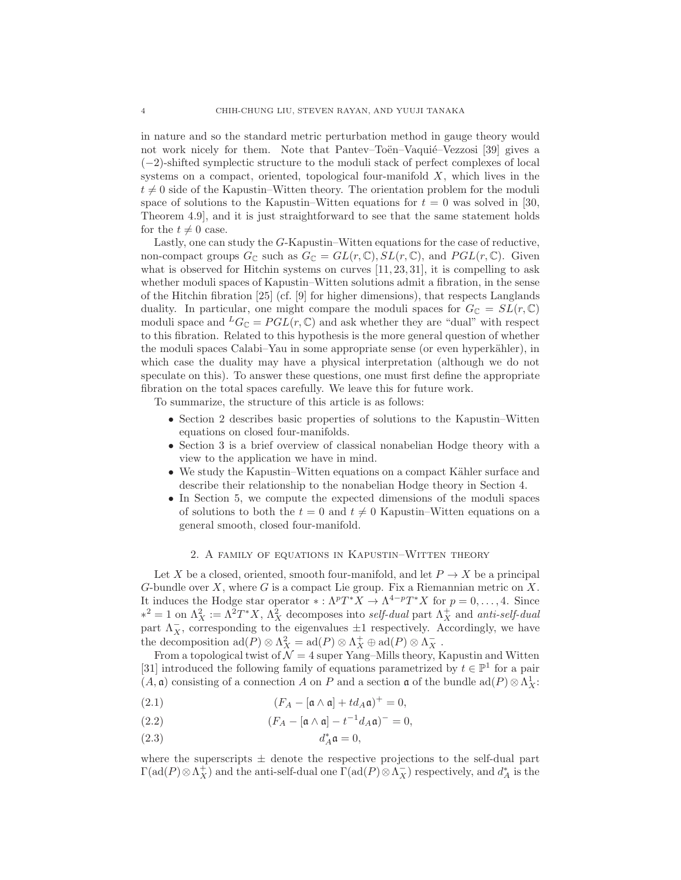in nature and so the standard metric perturbation method in gauge theory would not work nicely for them. Note that Pantev–Toën–Vaquié–Vezzosi [39] gives a $(-2)$-shifted symplectic structure to the moduli stack of perfect complexes of local systems on a compact, oriented, topological four-manifold $X$, which lives in the $t \neq 0$ side of the Kapustin–Witten theory. The orientation problem for the moduli space of solutions to the Kapustin–Witten equations for $t = 0$ was solved in [30, Theorem 4.9], and it is just straightforward to see that the same statement holds for the $t \neq 0$ case.

Lastly, one can study the $G$-Kapustin–Witten equations for the case of reductive, non-compact groups $G_{\mathbb{C}}$ such as $G_{\mathbb{C}} = GL(r, \mathbb{C}), SL(r, \mathbb{C})$, and $PGL(r, \mathbb{C})$. Given what is observed for Hitchin systems on curves [11, 23, 31], it is compelling to ask whether moduli spaces of Kapustin–Witten solutions admit a fibration, in the sense of the Hitchin fibration [25] (cf. [9] for higher dimensions), that respects Langlands duality. In particular, one might compare the moduli spaces for $G_{\mathbb{C}} = SL(r, \mathbb{C})$ moduli space and ${}^{L}G_{\mathbb{C}} = PGL(r, \mathbb{C})$ and ask whether they are "dual" with respect to this fibration. Related to this hypothesis is the more general question of whether the moduli spaces Calabi–Yau in some appropriate sense (or even hyperkähler), in which case the duality may have a physical interpretation (although we do not speculate on this). To answer these questions, one must first define the appropriate fibration on the total spaces carefully. We leave this for future work.

To summarize, the structure of this article is as follows:

- Section 2 describes basic properties of solutions to the Kapustin–Witten equations on closed four-manifolds.
- Section 3 is a brief overview of classical nonabelian Hodge theory with a view to the application we have in mind.
- We study the Kapustin–Witten equations on a compact Kähler surface and describe their relationship to the nonabelian Hodge theory in Section 4.
- In Section 5, we compute the expected dimensions of the moduli spaces of solutions to both the $t = 0$ and $t \neq 0$ Kapustin–Witten equations on a general smooth, closed four-manifold.

## 2. A family of equations in Kapustin–Witten theory

Let $X$ be a closed, oriented, smooth four-manifold, and let $P \to X$ be a principal $G$-bundle over $X$, where $G$ is a compact Lie group. Fix a Riemannian metric on $X$. It induces the Hodge star operator $* : \Lambda^p T^*X \to \Lambda^{4-p} T^*X$ for $p = 0, \ldots, 4$. Since $*^2 = 1$ on $\Lambda^2_X := \Lambda^2 T^*X$, $\Lambda^2_X$ decomposes into *self-dual* part $\Lambda^+_X$ and *anti-self-dual* part $\Lambda^-_X$, corresponding to the eigenvalues $\pm 1$ respectively. Accordingly, we have the decomposition $\mathrm{ad}(P) \otimes \Lambda^2_X = \mathrm{ad}(P) \otimes \Lambda^+_X \oplus \mathrm{ad}(P) \otimes \Lambda^-_X$ .

From a topological twist of $\mathcal{N} = 4$ super Yang–Mills theory, Kapustin and Witten [31] introduced the following family of equations parametrized by $t \in \mathbb{P}^1$ for a pair $(A, \mathfrak{a})$ consisting of a connection $A$ on $P$ and a section $\mathfrak{a}$ of the bundle $\mathrm{ad}(P) \otimes \Lambda^1_X$:

$$(F_A - [\mathfrak{a} \wedge \mathfrak{a}] + t d_A \mathfrak{a})^+ = 0, \tag{2.1}$$

$$(F_A - [\mathfrak{a} \wedge \mathfrak{a}] - t^{-1} d_A \mathfrak{a})^- = 0, \tag{2.2}$$

$$d_A^* \mathfrak{a} = 0, \tag{2.3}$$

where the superscripts $\pm$ denote the respective projections to the self-dual part $\Gamma(\mathrm{ad}(P) \otimes \Lambda^+_X)$ and the anti-self-dual one $\Gamma(\mathrm{ad}(P) \otimes \Lambda^-_X)$ respectively, and $d_A^*$ is the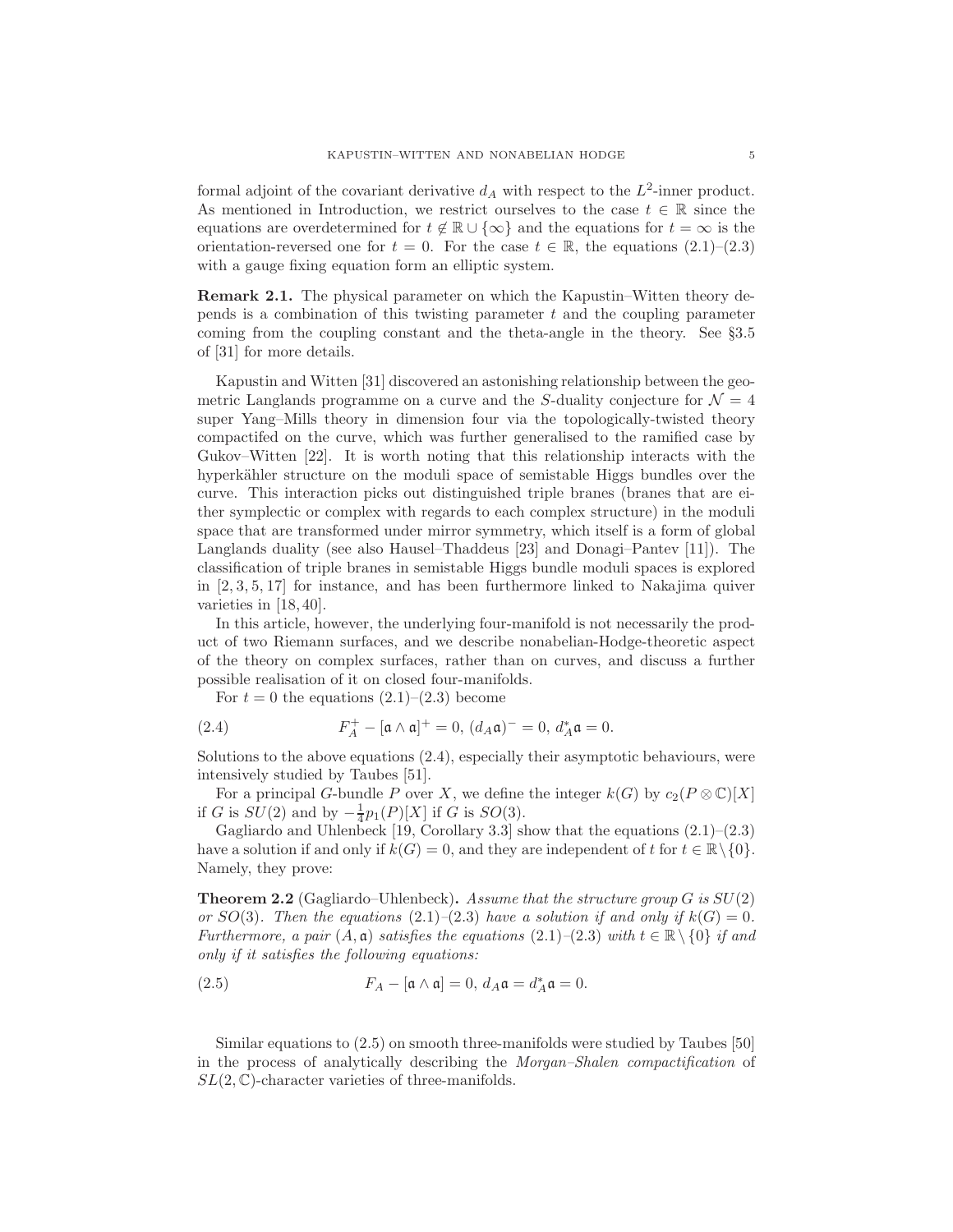formal adjoint of the covariant derivative $d_A$ with respect to the $L^2$-inner product. As mentioned in Introduction, we restrict ourselves to the case $t \in \mathbb{R}$ since the equations are overdetermined for $t \notin \mathbb{R} \cup \{\infty\}$ and the equations for $t = \infty$ is the orientation-reversed one for $t = 0$. For the case $t \in \mathbb{R}$, the equations (2.1)–(2.3) with a gauge fixing equation form an elliptic system.

**Remark 2.1.** The physical parameter on which the Kapustin–Witten theory depends is a combination of this twisting parameter $t$ and the coupling parameter coming from the coupling constant and the theta-angle in the theory. See §3.5 of [31] for more details.

Kapustin and Witten [31] discovered an astonishing relationship between the geometric Langlands programme on a curve and the $S$-duality conjecture for $\mathcal{N} = 4$ super Yang–Mills theory in dimension four via the topologically-twisted theory compactifed on the curve, which was further generalised to the ramified case by Gukov–Witten [22]. It is worth noting that this relationship interacts with the hyperkähler structure on the moduli space of semistable Higgs bundles over the curve. This interaction picks out distinguished triple branes (branes that are either symplectic or complex with regards to each complex structure) in the moduli space that are transformed under mirror symmetry, which itself is a form of global Langlands duality (see also Hausel–Thaddeus [23] and Donagi–Pantev [11]). The classification of triple branes in semistable Higgs bundle moduli spaces is explored in [2, 3, 5, 17] for instance, and has been furthermore linked to Nakajima quiver varieties in [18, 40].

In this article, however, the underlying four-manifold is not necessarily the product of two Riemann surfaces, and we describe nonabelian-Hodge-theoretic aspect of the theory on complex surfaces, rather than on curves, and discuss a further possible realisation of it on closed four-manifolds.

For $t = 0$ the equations (2.1)–(2.3) become

$$F_A^+ - [\mathfrak{a} \wedge \mathfrak{a}]^+ = 0,\ (d_A\mathfrak{a})^- = 0,\ d_A^*\mathfrak{a} = 0. \tag{2.4}$$

Solutions to the above equations (2.4), especially their asymptotic behaviours, were intensively studied by Taubes [51].

For a principal $G$-bundle $P$ over $X$, we define the integer $k(G)$ by $c_2(P \otimes \mathbb{C})[X]$ if $G$ is $SU(2)$ and by $-\frac{1}{4}p_1(P)[X]$ if $G$ is $SO(3)$.

Gagliardo and Uhlenbeck [19, Corollary 3.3] show that the equations (2.1)–(2.3) have a solution if and only if $k(G) = 0$, and they are independent of $t$ for $t \in \mathbb{R} \setminus \{0\}$. Namely, they prove:

**Theorem 2.2** (Gagliardo–Uhlenbeck)**.** *Assume that the structure group $G$ is $SU(2)$ or $SO(3)$. Then the equations (2.1)–(2.3) have a solution if and only if $k(G) = 0$. Furthermore, a pair $(A, \mathfrak{a})$ satisfies the equations (2.1)–(2.3) with $t \in \mathbb{R} \setminus \{0\}$ if and only if it satisfies the following equations:*

$$F_A - [\mathfrak{a} \wedge \mathfrak{a}] = 0,\ d_A\mathfrak{a} = d_A^*\mathfrak{a} = 0. \tag{2.5}$$

Similar equations to (2.5) on smooth three-manifolds were studied by Taubes [50] in the process of analytically describing the *Morgan–Shalen compactification* of $SL(2, \mathbb{C})$-character varieties of three-manifolds.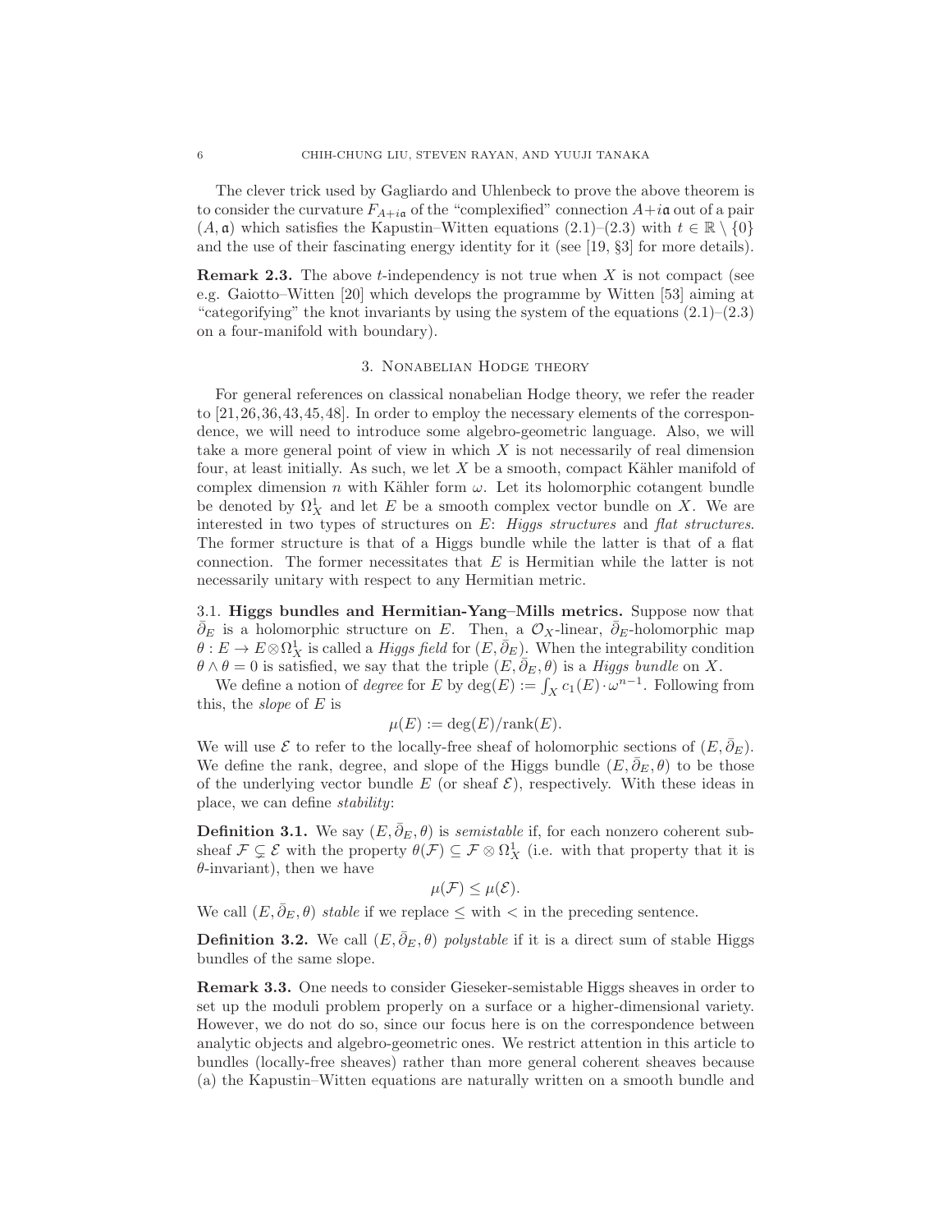The clever trick used by Gagliardo and Uhlenbeck to prove the above theorem is to consider the curvature $F_{A+i\mathfrak{a}}$ of the "complexified" connection $A+i\mathfrak{a}$ out of a pair $(A, \mathfrak{a})$ which satisfies the Kapustin–Witten equations (2.1)–(2.3) with $t \in \mathbb{R} \setminus \{0\}$ and the use of their fascinating energy identity for it (see [19, §3] for more details).

**Remark 2.3.** The above $t$-independency is not true when $X$ is not compact (see e.g. Gaiotto–Witten [20] which develops the programme by Witten [53] aiming at "categorifying" the knot invariants by using the system of the equations (2.1)–(2.3) on a four-manifold with boundary).

## 3. Nonabelian Hodge theory

For general references on classical nonabelian Hodge theory, we refer the reader to [21, 26, 36, 43, 45, 48]. In order to employ the necessary elements of the correspondence, we will need to introduce some algebro-geometric language. Also, we will take a more general point of view in which $X$ is not necessarily of real dimension four, at least initially. As such, we let $X$ be a smooth, compact Kähler manifold of complex dimension $n$ with Kähler form $\omega$. Let its holomorphic cotangent bundle be denoted by $\Omega^1_X$ and let $E$ be a smooth complex vector bundle on $X$. We are interested in two types of structures on $E$: *Higgs structures* and *flat structures*. The former structure is that of a Higgs bundle while the latter is that of a flat connection. The former necessitates that $E$ is Hermitian while the latter is not necessarily unitary with respect to any Hermitian metric.

### 3.1. Higgs bundles and Hermitian-Yang–Mills metrics.

Suppose now that $\bar{\partial}_E$ is a holomorphic structure on $E$. Then, a $\mathcal{O}_X$-linear, $\bar{\partial}_E$-holomorphic map $\theta : E \to E \otimes \Omega^1_X$ is called a *Higgs field* for $(E, \bar{\partial}_E)$. When the integrability condition $\theta \wedge \theta = 0$ is satisfied, we say that the triple $(E, \bar{\partial}_E, \theta)$ is a *Higgs bundle* on $X$.

We define a notion of *degree* for $E$ by $\deg(E) := \int_X c_1(E) \cdot \omega^{n-1}$. Following from this, the *slope* of $E$ is

$$\mu(E) := \deg(E)/\mathrm{rank}(E).$$

We will use $\mathcal{E}$ to refer to the locally-free sheaf of holomorphic sections of $(E, \bar{\partial}_E)$. We define the rank, degree, and slope of the Higgs bundle $(E, \bar{\partial}_E, \theta)$ to be those of the underlying vector bundle $E$ (or sheaf $\mathcal{E}$), respectively. With these ideas in place, we can define *stability*:

**Definition 3.1.** We say $(E, \bar{\partial}_E, \theta)$ is *semistable* if, for each nonzero coherent subsheaf $\mathcal{F} \subsetneq \mathcal{E}$ with the property $\theta(\mathcal{F}) \subseteq \mathcal{F} \otimes \Omega^1_X$ (i.e. with that property that it is $\theta$-invariant), then we have

$$\mu(\mathcal{F}) \leq \mu(\mathcal{E}).$$

We call $(E, \bar{\partial}_E, \theta)$ *stable* if we replace $\leq$ with $<$ in the preceding sentence.

**Definition 3.2.** We call $(E, \bar{\partial}_E, \theta)$ *polystable* if it is a direct sum of stable Higgs bundles of the same slope.

**Remark 3.3.** One needs to consider Gieseker-semistable Higgs sheaves in order to set up the moduli problem properly on a surface or a higher-dimensional variety. However, we do not do so, since our focus here is on the correspondence between analytic objects and algebro-geometric ones. We restrict attention in this article to bundles (locally-free sheaves) rather than more general coherent sheaves because (a) the Kapustin–Witten equations are naturally written on a smooth bundle and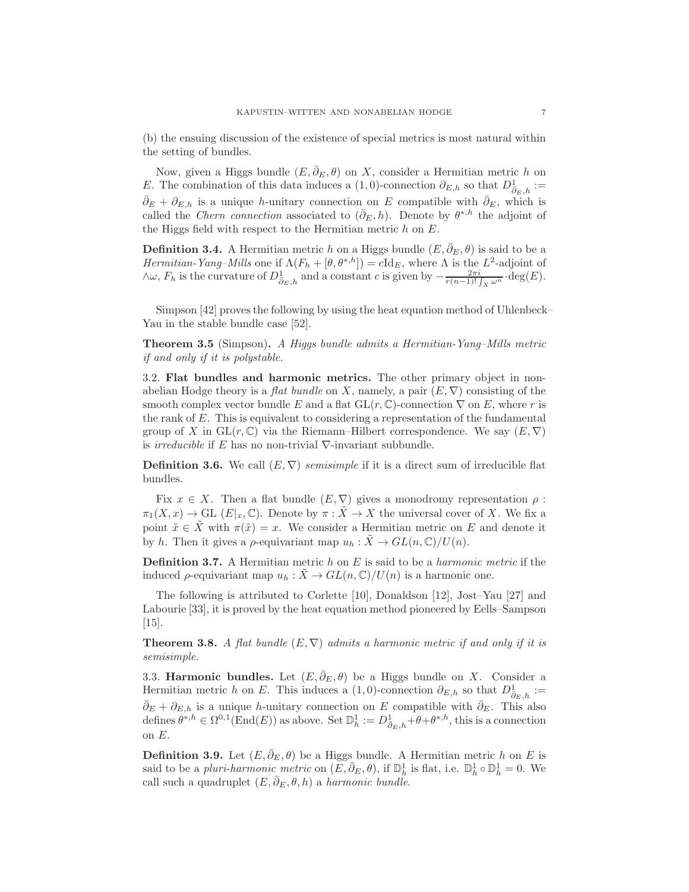(b) the ensuing discussion of the existence of special metrics is most natural within the setting of bundles.

Now, given a Higgs bundle $(E, \bar{\partial}_E, \theta)$ on $X$, consider a Hermitian metric $h$ on $E$. The combination of this data induces a $(1,0)$-connection $\partial_{E,h}$ so that $D^1_{\bar{\partial}_E,h} := \bar{\partial}_E + \partial_{E,h}$ is a unique $h$-unitary connection on $E$ compatible with $\bar{\partial}_E$, which is called the *Chern connection* associated to $(\bar{\partial}_E, h)$. Denote by $\theta^{*,h}$ the adjoint of the Higgs field with respect to the Hermitian metric $h$ on $E$.

**Definition 3.4.** A Hermitian metric $h$ on a Higgs bundle $(E, \bar{\partial}_E, \theta)$ is said to be a *Hermitian-Yang–Mills* one if $\Lambda(F_h + [\theta, \theta^{*,h}]) = c\mathrm{Id}_E$, where $\Lambda$ is the $L^2$-adjoint of $\wedge\omega$, $F_h$ is the curvature of $D^1_{\bar{\partial}_E,h}$ and a constant $c$ is given by $-\frac{2\pi i}{r(n-1)! \int_X \omega^n} \cdot \deg(E)$.

Simpson [42] proves the following by using the heat equation method of Uhlenbeck–Yau in the stable bundle case [52].

**Theorem 3.5** (Simpson)**.** *A Higgs bundle admits a Hermitian-Yang–Mills metric if and only if it is polystable.*

3.2. **Flat bundles and harmonic metrics.** The other primary object in nonabelian Hodge theory is a *flat bundle* on $X$, namely, a pair $(E, \nabla)$ consisting of the smooth complex vector bundle $E$ and a flat $\mathrm{GL}(r, \mathbb{C})$-connection $\nabla$ on $E$, where $r$ is the rank of $E$. This is equivalent to considering a representation of the fundamental group of $X$ in $\mathrm{GL}(r, \mathbb{C})$ via the Riemann–Hilbert correspondence. We say $(E, \nabla)$ is *irreducible* if $E$ has no non-trivial $\nabla$-invariant subbundle.

**Definition 3.6.** We call $(E, \nabla)$ *semisimple* if it is a direct sum of irreducible flat bundles.

Fix $x \in X$. Then a flat bundle $(E, \nabla)$ gives a monodromy representation $\rho : \pi_1(X, x) \to \mathrm{GL}\ (E|_x, \mathbb{C})$. Denote by $\pi : \tilde{X} \to X$ the universal cover of $X$. We fix a point $\tilde{x} \in \tilde{X}$ with $\pi(\tilde{x}) = x$. We consider a Hermitian metric on $E$ and denote it by $h$. Then it gives a $\rho$-equivariant map $u_h : \tilde{X} \to GL(n, \mathbb{C})/U(n)$.

**Definition 3.7.** A Hermitian metric $h$ on $E$ is said to be a *harmonic metric* if the induced $\rho$-equivariant map $u_h : \tilde{X} \to GL(n, \mathbb{C})/U(n)$ is a harmonic one.

The following is attributed to Corlette [10], Donaldson [12], Jost–Yau [27] and Labourie [33], it is proved by the heat equation method pioneered by Eells–Sampson [15].

**Theorem 3.8.** *A flat bundle $(E, \nabla)$ admits a harmonic metric if and only if it is semisimple.*

3.3. **Harmonic bundles.** Let $(E, \bar{\partial}_E, \theta)$ be a Higgs bundle on $X$. Consider a Hermitian metric $h$ on $E$. This induces a $(1,0)$-connection $\partial_{E,h}$ so that $D^1_{\bar{\partial}_E,h} := \bar{\partial}_E + \partial_{E,h}$ is a unique $h$-unitary connection on $E$ compatible with $\bar{\partial}_E$. This also defines $\theta^{*,h} \in \Omega^{0,1}(\mathrm{End}(E))$ as above. Set $\mathbb{D}^1_h := D^1_{\bar{\partial}_E,h} + \theta + \theta^{*,h}$, this is a connection on $E$.

**Definition 3.9.** Let $(E, \bar{\partial}_E, \theta)$ be a Higgs bundle. A Hermitian metric $h$ on $E$ is said to be a *pluri-harmonic metric* on $(E, \bar{\partial}_E, \theta)$, if $\mathbb{D}^1_h$ is flat, i.e. $\mathbb{D}^1_h \circ \mathbb{D}^1_h = 0$. We call such a quadruplet $(E, \bar{\partial}_E, \theta, h)$ a *harmonic bundle*.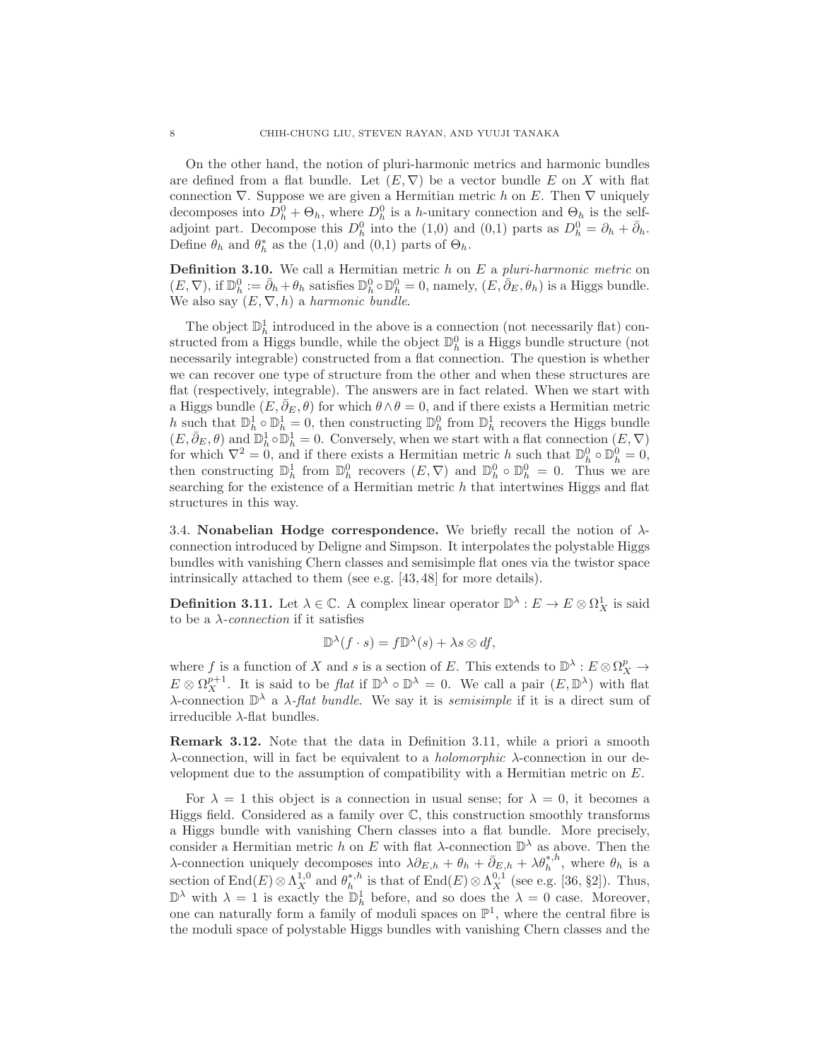On the other hand, the notion of pluri-harmonic metrics and harmonic bundles are defined from a flat bundle. Let $(E, \nabla)$ be a vector bundle $E$ on $X$ with flat connection $\nabla$. Suppose we are given a Hermitian metric $h$ on $E$. Then $\nabla$ uniquely decomposes into $D_h^0 + \Theta_h$, where $D_h^0$ is a $h$-unitary connection and $\Theta_h$ is the self-adjoint part. Decompose this $D_h^0$ into the (1,0) and (0,1) parts as $D_h^0 = \partial_h + \bar{\partial}_h$. Define $\theta_h$ and $\theta_h^*$ as the (1,0) and (0,1) parts of $\Theta_h$.

**Definition 3.10.** We call a Hermitian metric $h$ on $E$ a *pluri-harmonic metric* on $(E, \nabla)$, if $\mathbb{D}_h^0 := \bar{\partial}_h + \theta_h$ satisfies $\mathbb{D}_h^0 \circ \mathbb{D}_h^0 = 0$, namely, $(E, \bar{\partial}_E, \theta_h)$ is a Higgs bundle. We also say $(E, \nabla, h)$ a *harmonic bundle*.

The object $\mathbb{D}_h^1$ introduced in the above is a connection (not necessarily flat) constructed from a Higgs bundle, while the object $\mathbb{D}_h^0$ is a Higgs bundle structure (not necessarily integrable) constructed from a flat connection. The question is whether we can recover one type of structure from the other and when these structures are flat (respectively, integrable). The answers are in fact related. When we start with a Higgs bundle $(E, \bar{\partial}_E, \theta)$ for which $\theta \wedge \theta = 0$, and if there exists a Hermitian metric $h$ such that $\mathbb{D}_h^1 \circ \mathbb{D}_h^1 = 0$, then constructing $\mathbb{D}_h^0$ from $\mathbb{D}_h^1$ recovers the Higgs bundle $(E, \bar{\partial}_E, \theta)$ and $\mathbb{D}_h^1 \circ \mathbb{D}_h^1 = 0$. Conversely, when we start with a flat connection $(E, \nabla)$ for which $\nabla^2 = 0$, and if there exists a Hermitian metric $h$ such that $\mathbb{D}_h^0 \circ \mathbb{D}_h^0 = 0$, then constructing $\mathbb{D}_h^1$ from $\mathbb{D}_h^0$ recovers $(E, \nabla)$ and $\mathbb{D}_h^0 \circ \mathbb{D}_h^0 = 0$. Thus we are searching for the existence of a Hermitian metric $h$ that intertwines Higgs and flat structures in this way.

3.4. **Nonabelian Hodge correspondence.** We briefly recall the notion of $\lambda$-connection introduced by Deligne and Simpson. It interpolates the polystable Higgs bundles with vanishing Chern classes and semisimple flat ones via the twistor space intrinsically attached to them (see e.g. [43, 48] for more details).

**Definition 3.11.** Let $\lambda \in \mathbb{C}$. A complex linear operator $\mathbb{D}^\lambda : E \to E \otimes \Omega_X^1$ is said to be a *$\lambda$-connection* if it satisfies

$$\mathbb{D}^\lambda(f \cdot s) = f\mathbb{D}^\lambda(s) + \lambda s \otimes df,$$

where $f$ is a function of $X$ and $s$ is a section of $E$. This extends to $\mathbb{D}^\lambda : E \otimes \Omega_X^p \to E \otimes \Omega_X^{p+1}$. It is said to be *flat* if $\mathbb{D}^\lambda \circ \mathbb{D}^\lambda = 0$. We call a pair $(E, \mathbb{D}^\lambda)$ with flat $\lambda$-connection $\mathbb{D}^\lambda$ a *$\lambda$-flat bundle*. We say it is *semisimple* if it is a direct sum of irreducible $\lambda$-flat bundles.

**Remark 3.12.** Note that the data in Definition 3.11, while a priori a smooth $\lambda$-connection, will in fact be equivalent to a *holomorphic* $\lambda$-connection in our development due to the assumption of compatibility with a Hermitian metric on $E$.

For $\lambda = 1$ this object is a connection in usual sense; for $\lambda = 0$, it becomes a Higgs field. Considered as a family over $\mathbb{C}$, this construction smoothly transforms a Higgs bundle with vanishing Chern classes into a flat bundle. More precisely, consider a Hermitian metric $h$ on $E$ with flat $\lambda$-connection $\mathbb{D}^\lambda$ as above. Then the $\lambda$-connection uniquely decomposes into $\lambda\partial_{E,h} + \theta_h + \bar{\partial}_{E,h} + \lambda\theta_h^{*,h}$, where $\theta_h$ is a section of $\mathrm{End}(E) \otimes \Lambda_X^{1,0}$ and $\theta_h^{*,h}$ is that of $\mathrm{End}(E) \otimes \Lambda_X^{0,1}$ (see e.g. [36, §2]). Thus, $\mathbb{D}^\lambda$ with $\lambda = 1$ is exactly the $\mathbb{D}_h^1$ before, and so does the $\lambda = 0$ case. Moreover, one can naturally form a family of moduli spaces on $\mathbb{P}^1$, where the central fibre is the moduli space of polystable Higgs bundles with vanishing Chern classes and the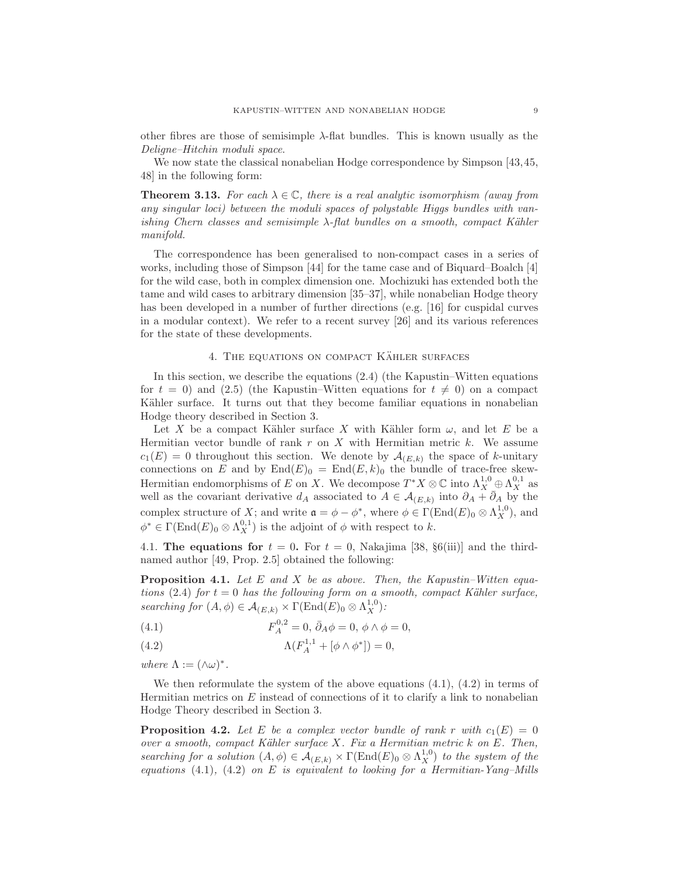other fibres are those of semisimple $\lambda$-flat bundles. This is known usually as the *Deligne–Hitchin moduli space*.

We now state the classical nonabelian Hodge correspondence by Simpson [43,45, 48] in the following form:

**Theorem 3.13.** *For each $\lambda \in \mathbb{C}$, there is a real analytic isomorphism (away from any singular loci) between the moduli spaces of polystable Higgs bundles with vanishing Chern classes and semisimple $\lambda$-flat bundles on a smooth, compact Kähler manifold.*

The correspondence has been generalised to non-compact cases in a series of works, including those of Simpson [44] for the tame case and of Biquard–Boalch [4] for the wild case, both in complex dimension one. Mochizuki has extended both the tame and wild cases to arbitrary dimension [35–37], while nonabelian Hodge theory has been developed in a number of further directions (e.g. [16] for cuspidal curves in a modular context). We refer to a recent survey [26] and its various references for the state of these developments.

## 4. The equations on compact Kähler surfaces

In this section, we describe the equations (2.4) (the Kapustin–Witten equations for $t = 0$) and (2.5) (the Kapustin–Witten equations for $t \neq 0$) on a compact Kähler surface. It turns out that they become familiar equations in nonabelian Hodge theory described in Section 3.

Let $X$ be a compact Kähler surface $X$ with Kähler form $\omega$, and let $E$ be a Hermitian vector bundle of rank $r$ on $X$ with Hermitian metric $k$. We assume $c_1(E) = 0$ throughout this section. We denote by $\mathcal{A}_{(E,k)}$ the space of $k$-unitary connections on $E$ and by $\mathrm{End}(E)_0 = \mathrm{End}(E,k)_0$ the bundle of trace-free skew-Hermitian endomorphisms of $E$ on $X$. We decompose $T^*X \otimes \mathbb{C}$ into $\Lambda^{1,0}_X \oplus \Lambda^{0,1}_X$ as well as the covariant derivative $d_A$ associated to $A \in \mathcal{A}_{(E,k)}$ into $\partial_A + \bar{\partial}_A$ by the complex structure of $X$; and write $\mathfrak{a} = \phi - \phi^*$, where $\phi \in \Gamma(\mathrm{End}(E)_0 \otimes \Lambda^{1,0}_X)$, and $\phi^* \in \Gamma(\mathrm{End}(E)_0 \otimes \Lambda^{0,1}_X)$ is the adjoint of $\phi$ with respect to $k$.

**4.1. The equations for $t = 0$.** For $t = 0$, Nakajima [38, §6(iii)] and the third-named author [49, Prop. 2.5] obtained the following:

**Proposition 4.1.** *Let $E$ and $X$ be as above. Then, the Kapustin–Witten equations (2.4) for $t = 0$ has the following form on a smooth, compact Kähler surface, searching for $(A, \phi) \in \mathcal{A}_{(E,k)} \times \Gamma(\mathrm{End}(E)_0 \otimes \Lambda^{1,0}_X)$:*

$$F_A^{0,2} = 0, \; \bar{\partial}_A \phi = 0, \; \phi \wedge \phi = 0, \tag{4.1}$$

$$\Lambda(F_A^{1,1} + [\phi \wedge \phi^*]) = 0, \tag{4.2}$$

*where $\Lambda := (\wedge\omega)^*$.*

We then reformulate the system of the above equations (4.1), (4.2) in terms of Hermitian metrics on $E$ instead of connections of it to clarify a link to nonabelian Hodge Theory described in Section 3.

**Proposition 4.2.** *Let $E$ be a complex vector bundle of rank $r$ with $c_1(E) = 0$ over a smooth, compact Kähler surface $X$. Fix a Hermitian metric $k$ on $E$. Then, searching for a solution $(A, \phi) \in \mathcal{A}_{(E,k)} \times \Gamma(\mathrm{End}(E)_0 \otimes \Lambda^{1,0}_X)$ to the system of the equations (4.1), (4.2) on $E$ is equivalent to looking for a Hermitian-Yang–Mills*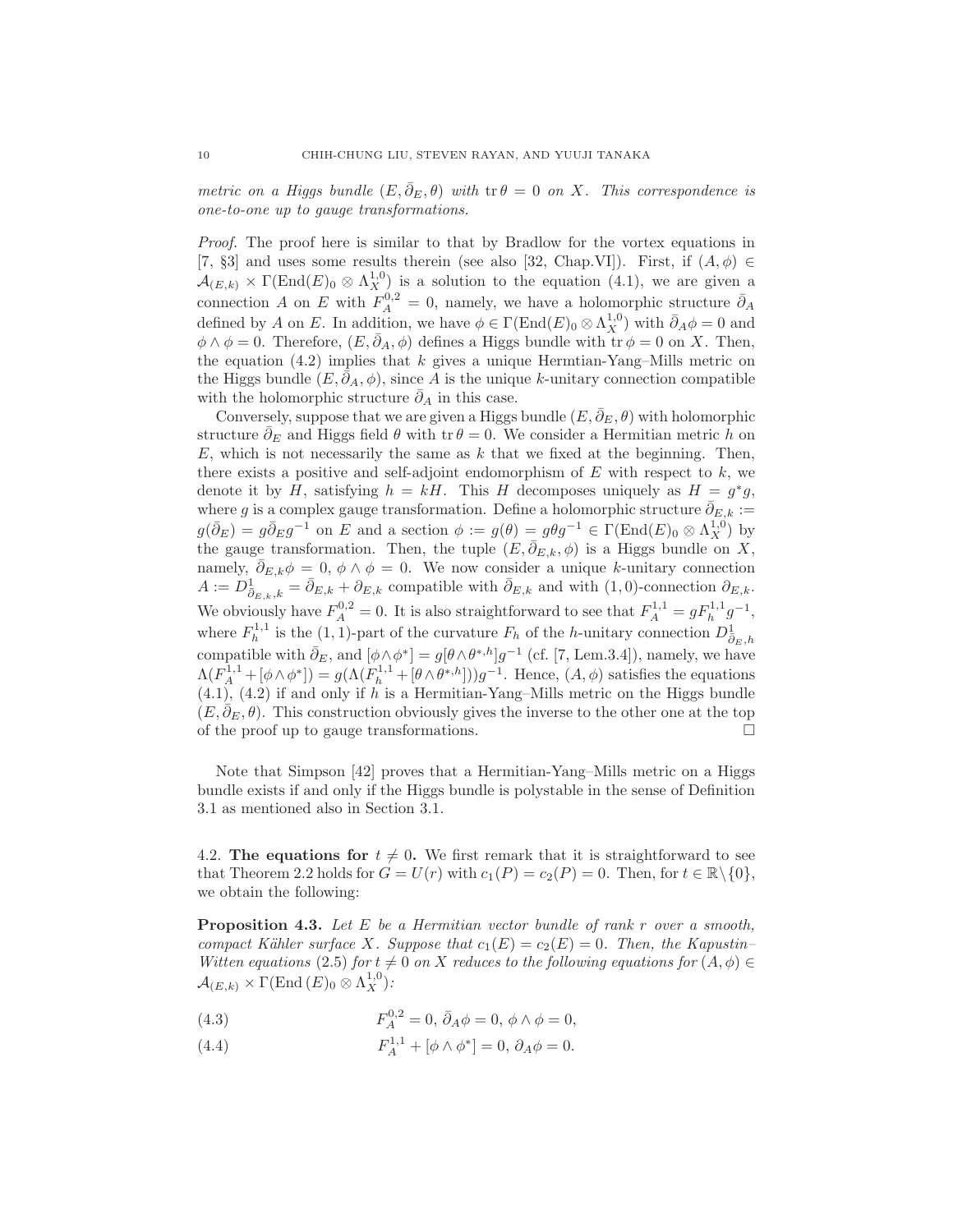*metric on a Higgs bundle $(E, \bar{\partial}_E, \theta)$ with $\operatorname{tr}\theta = 0$ on $X$. This correspondence is one-to-one up to gauge transformations.*

*Proof.* The proof here is similar to that by Bradlow for the vortex equations in [7, §3] and uses some results therein (see also [32, Chap.VI]). First, if $(A, \phi) \in \mathcal{A}_{(E,k)} \times \Gamma(\operatorname{End}(E)_0 \otimes \Lambda_X^{1,0})$ is a solution to the equation (4.1), we are given a connection $A$ on $E$ with $F_A^{0,2} = 0$, namely, we have a holomorphic structure $\bar{\partial}_A$ defined by $A$ on $E$. In addition, we have $\phi \in \Gamma(\operatorname{End}(E)_0 \otimes \Lambda_X^{1,0})$ with $\bar{\partial}_A \phi = 0$ and $\phi \wedge \phi = 0$. Therefore, $(E, \bar{\partial}_A, \phi)$ defines a Higgs bundle with $\operatorname{tr}\phi = 0$ on $X$. Then, the equation (4.2) implies that $k$ gives a unique Hermtian-Yang–Mills metric on the Higgs bundle $(E, \bar{\partial}_A, \phi)$, since $A$ is the unique $k$-unitary connection compatible with the holomorphic structure $\bar{\partial}_A$ in this case.

Conversely, suppose that we are given a Higgs bundle $(E, \bar{\partial}_E, \theta)$ with holomorphic structure $\bar{\partial}_E$ and Higgs field $\theta$ with $\operatorname{tr}\theta = 0$. We consider a Hermitian metric $h$ on $E$, which is not necessarily the same as $k$ that we fixed at the beginning. Then, there exists a positive and self-adjoint endomorphism of $E$ with respect to $k$, we denote it by $H$, satisfying $h = kH$. This $H$ decomposes uniquely as $H = g^* g$, where $g$ is a complex gauge transformation. Define a holomorphic structure $\bar{\partial}_{E,k} := g(\bar{\partial}_E) = g\bar{\partial}_E g^{-1}$ on $E$ and a section $\phi := g(\theta) = g\theta g^{-1} \in \Gamma(\operatorname{End}(E)_0 \otimes \Lambda_X^{1,0})$ by the gauge transformation. Then, the tuple $(E, \bar{\partial}_{E,k}, \phi)$ is a Higgs bundle on $X$, namely, $\bar{\partial}_{E,k}\phi = 0$, $\phi \wedge \phi = 0$. We now consider a unique $k$-unitary connection $A := D^1_{\bar{\partial}_{E,k},k} = \bar{\partial}_{E,k} + \partial_{E,k}$ compatible with $\bar{\partial}_{E,k}$ and with $(1,0)$-connection $\partial_{E,k}$. We obviously have $F_A^{0,2} = 0$. It is also straightforward to see that $F_A^{1,1} = gF_h^{1,1}g^{-1}$, where $F_h^{1,1}$ is the $(1,1)$-part of the curvature $F_h$ of the $h$-unitary connection $D^1_{\bar{\partial}_E,h}$ compatible with $\bar{\partial}_E$, and $[\phi \wedge \phi^*] = g[\theta \wedge \theta^{*,h}]g^{-1}$ (cf. [7, Lem.3.4]), namely, we have $\Lambda(F_A^{1,1} + [\phi \wedge \phi^*]) = g(\Lambda(F_h^{1,1} + [\theta \wedge \theta^{*,h}]))g^{-1}$. Hence, $(A, \phi)$ satisfies the equations (4.1), (4.2) if and only if $h$ is a Hermitian-Yang–Mills metric on the Higgs bundle $(E, \bar{\partial}_E, \theta)$. This construction obviously gives the inverse to the other one at the top of the proof up to gauge transformations. $\square$

Note that Simpson [42] proves that a Hermitian-Yang–Mills metric on a Higgs bundle exists if and only if the Higgs bundle is polystable in the sense of Definition 3.1 as mentioned also in Section 3.1.

## 4.2. The equations for $t \neq 0$.

We first remark that it is straightforward to see that Theorem 2.2 holds for $G = U(r)$ with $c_1(P) = c_2(P) = 0$. Then, for $t \in \mathbb{R}\setminus\{0\}$, we obtain the following:

**Proposition 4.3.** *Let $E$ be a Hermitian vector bundle of rank $r$ over a smooth, compact Kähler surface $X$. Suppose that $c_1(E) = c_2(E) = 0$. Then, the Kapustin–Witten equations (2.5) for $t \neq 0$ on $X$ reduces to the following equations for $(A, \phi) \in \mathcal{A}_{(E,k)} \times \Gamma(\operatorname{End}(E)_0 \otimes \Lambda_X^{1,0})$:*

$$F_A^{0,2} = 0,\ \bar{\partial}_A \phi = 0,\ \phi \wedge \phi = 0, \tag{4.3}$$

$$F_A^{1,1} + [\phi \wedge \phi^*] = 0,\ \partial_A \phi = 0. \tag{4.4}$$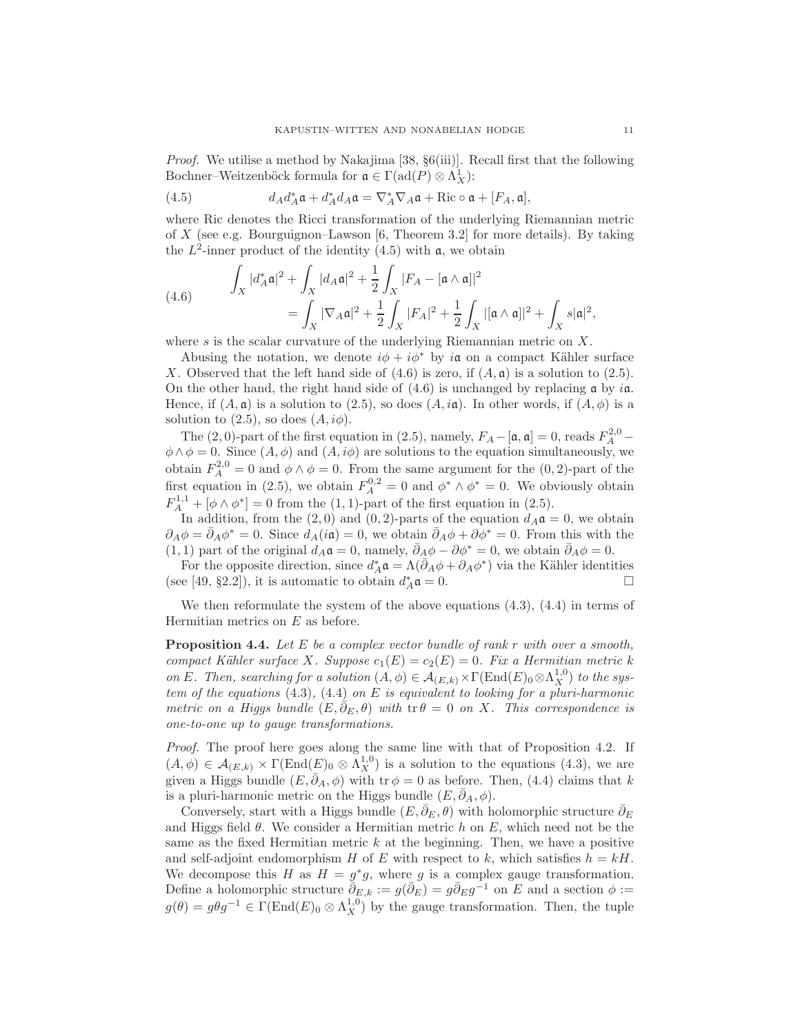*Proof.* We utilise a method by Nakajima [38, §6(iii)]. Recall first that the following Bochner–Weitzenböck formula for $\mathfrak{a} \in \Gamma(\mathrm{ad}(P) \otimes \Lambda^1_X)$:

$$d_A d_A^* \mathfrak{a} + d_A^* d_A \mathfrak{a} = \nabla_A^* \nabla_A \mathfrak{a} + \mathrm{Ric} \circ \mathfrak{a} + [F_A, \mathfrak{a}], \tag{4.5}$$

where Ric denotes the Ricci transformation of the underlying Riemannian metric of $X$ (see e.g. Bourguignon–Lawson [6, Theorem 3.2] for more details). By taking the $L^2$-inner product of the identity (4.5) with $\mathfrak{a}$, we obtain

$$\begin{aligned} \int_X |d_A^* \mathfrak{a}|^2 + \int_X |d_A \mathfrak{a}|^2 + \frac{1}{2} \int_X |F_A - [\mathfrak{a} \wedge \mathfrak{a}]|^2 \\ = \int_X |\nabla_A \mathfrak{a}|^2 + \frac{1}{2} \int_X |F_A|^2 + \frac{1}{2} \int_X |[\mathfrak{a} \wedge \mathfrak{a}]|^2 + \int_X s|\mathfrak{a}|^2, \end{aligned} \tag{4.6}$$

where $s$ is the scalar curvature of the underlying Riemannian metric on $X$.

Abusing the notation, we denote $i\phi + i\phi^*$ by $i\mathfrak{a}$ on a compact Kähler surface $X$. Observed that the left hand side of (4.6) is zero, if $(A, \mathfrak{a})$ is a solution to (2.5). On the other hand, the right hand side of (4.6) is unchanged by replacing $\mathfrak{a}$ by $i\mathfrak{a}$. Hence, if $(A, \mathfrak{a})$ is a solution to (2.5), so does $(A, i\mathfrak{a})$. In other words, if $(A, \phi)$ is a solution to (2.5), so does $(A, i\phi)$.

The $(2,0)$-part of the first equation in (2.5), namely, $F_A - [\mathfrak{a}, \mathfrak{a}] = 0$, reads $F_A^{2,0} - \phi \wedge \phi = 0$. Since $(A, \phi)$ and $(A, i\phi)$ are solutions to the equation simultaneously, we obtain $F_A^{2,0} = 0$ and $\phi \wedge \phi = 0$. From the same argument for the $(0,2)$-part of the first equation in (2.5), we obtain $F_A^{0,2} = 0$ and $\phi^* \wedge \phi^* = 0$. We obviously obtain $F_A^{1,1} + [\phi \wedge \phi^*] = 0$ from the $(1,1)$-part of the first equation in (2.5).

In addition, from the $(2,0)$ and $(0,2)$-parts of the equation $d_A \mathfrak{a} = 0$, we obtain $\partial_A \phi = \bar{\partial}_A \phi^* = 0$. Since $d_A(i\mathfrak{a}) = 0$, we obtain $\bar{\partial}_A \phi + \partial \phi^* = 0$. From this with the $(1,1)$ part of the original $d_A \mathfrak{a} = 0$, namely, $\bar{\partial}_A \phi - \partial \phi^* = 0$, we obtain $\bar{\partial}_A \phi = 0$.

For the opposite direction, since $d_A^* \mathfrak{a} = \Lambda(\bar{\partial}_A \phi + \partial_A \phi^*)$ via the Kähler identities (see [49, §2.2]), it is automatic to obtain $d_A^* \mathfrak{a} = 0$. $\square$

We then reformulate the system of the above equations (4.3), (4.4) in terms of Hermitian metrics on $E$ as before.

**Proposition 4.4.** *Let $E$ be a complex vector bundle of rank $r$ with over a smooth, compact Kähler surface $X$. Suppose $c_1(E) = c_2(E) = 0$. Fix a Hermitian metric $k$ on $E$. Then, searching for a solution $(A, \phi) \in \mathcal{A}_{(E,k)} \times \Gamma(\mathrm{End}(E)_0 \otimes \Lambda_X^{1,0})$ to the system of the equations (4.3), (4.4) on $E$ is equivalent to looking for a pluri-harmonic metric on a Higgs bundle $(E, \bar{\partial}_E, \theta)$ with $\mathrm{tr}\, \theta = 0$ on $X$. This correspondence is one-to-one up to gauge transformations.*

*Proof.* The proof here goes along the same line with that of Proposition 4.2. If $(A, \phi) \in \mathcal{A}_{(E,k)} \times \Gamma(\mathrm{End}(E)_0 \otimes \Lambda_X^{1,0})$ is a solution to the equations (4.3), we are given a Higgs bundle $(E, \bar{\partial}_A, \phi)$ with $\mathrm{tr}\, \phi = 0$ as before. Then, (4.4) claims that $k$ is a pluri-harmonic metric on the Higgs bundle $(E, \bar{\partial}_A, \phi)$.

Conversely, start with a Higgs bundle $(E, \bar{\partial}_E, \theta)$ with holomorphic structure $\bar{\partial}_E$ and Higgs field $\theta$. We consider a Hermitian metric $h$ on $E$, which need not be the same as the fixed Hermitian metric $k$ at the beginning. Then, we have a positive and self-adjoint endomorphism $H$ of $E$ with respect to $k$, which satisfies $h = kH$. We decompose this $H$ as $H = g^* g$, where $g$ is a complex gauge transformation. Define a holomorphic structure $\bar{\partial}_{E,k} := g(\bar{\partial}_E) = g \bar{\partial}_E g^{-1}$ on $E$ and a section $\phi := g(\theta) = g\theta g^{-1} \in \Gamma(\mathrm{End}(E)_0 \otimes \Lambda_X^{1,0})$ by the gauge transformation. Then, the tuple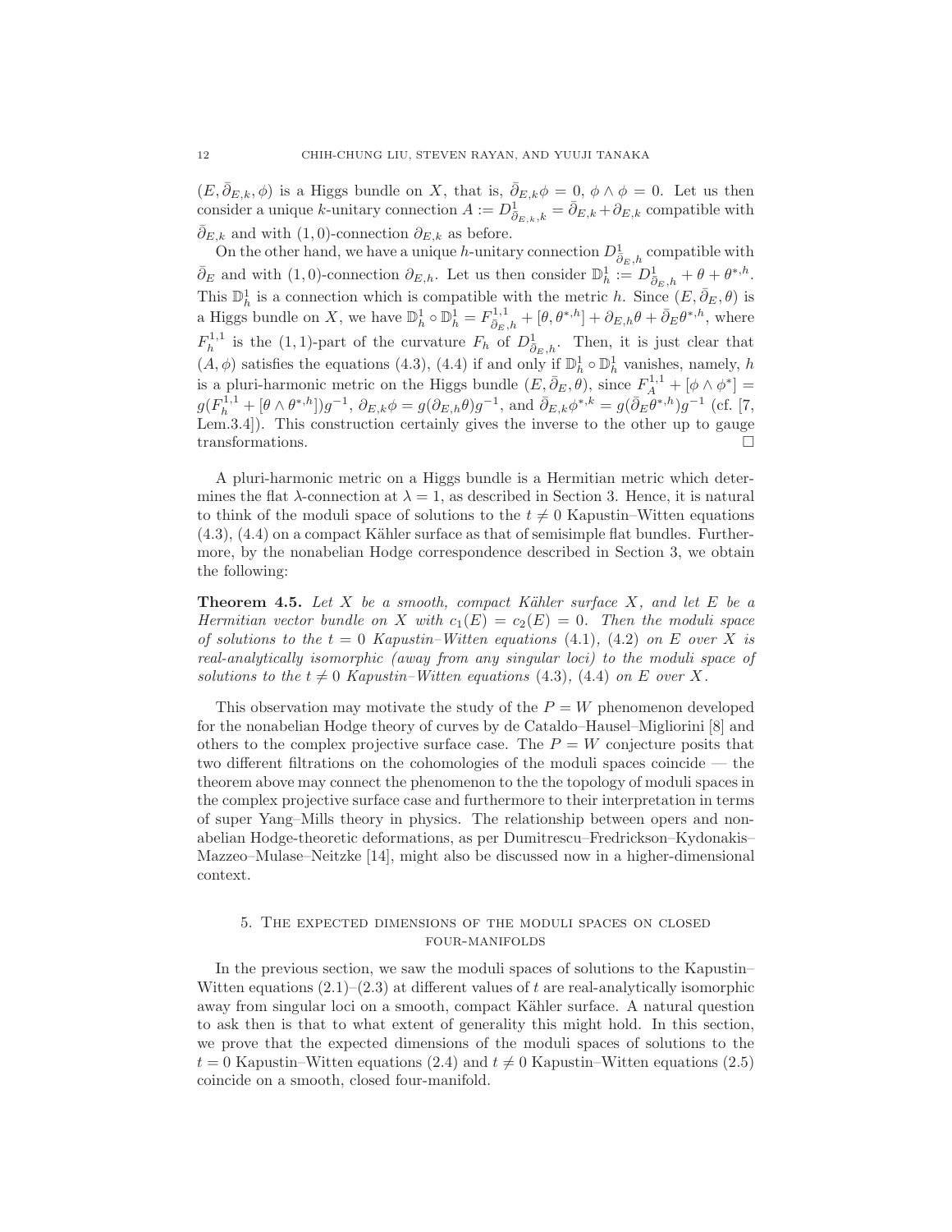$(E, \bar\partial_{E,k}, \phi)$ is a Higgs bundle on $X$, that is, $\bar\partial_{E,k}\phi = 0$, $\phi \wedge \phi = 0$. Let us then consider a unique $k$-unitary connection $A := D^1_{\bar\partial_{E,k},k} = \bar\partial_{E,k} + \partial_{E,k}$ compatible with $\bar\partial_{E,k}$ and with $(1,0)$-connection $\partial_{E,k}$ as before.

On the other hand, we have a unique $h$-unitary connection $D^1_{\bar\partial_E,h}$ compatible with $\bar\partial_E$ and with $(1,0)$-connection $\partial_{E,h}$. Let us then consider $\mathbb{D}^1_h := D^1_{\bar\partial_E,h} + \theta + \theta^{*,h}$. This $\mathbb{D}^1_h$ is a connection which is compatible with the metric $h$. Since $(E, \bar\partial_E, \theta)$ is a Higgs bundle on $X$, we have $\mathbb{D}^1_h \circ \mathbb{D}^1_h = F^{1,1}_{\bar\partial_E,h} + [\theta, \theta^{*,h}] + \partial_{E,h}\theta + \bar\partial_E\theta^{*,h}$, where $F^{1,1}_h$ is the $(1,1)$-part of the curvature $F_h$ of $D^1_{\bar\partial_E,h}$. Then, it is just clear that $(A, \phi)$ satisfies the equations (4.3), (4.4) if and only if $\mathbb{D}^1_h \circ \mathbb{D}^1_h$ vanishes, namely, $h$ is a pluri-harmonic metric on the Higgs bundle $(E, \bar\partial_E, \theta)$, since $F^{1,1}_A + [\phi \wedge \phi^*] = g(F^{1,1}_h + [\theta \wedge \theta^{*,h}])g^{-1}$, $\partial_{E,k}\phi = g(\partial_{E,h}\theta)g^{-1}$, and $\bar\partial_{E,k}\phi^{*,k} = g(\bar\partial_E\theta^{*,h})g^{-1}$ (cf. [7, Lem.3.4]). This construction certainly gives the inverse to the other up to gauge transformations. □

A pluri-harmonic metric on a Higgs bundle is a Hermitian metric which determines the flat $\lambda$-connection at $\lambda = 1$, as described in Section 3. Hence, it is natural to think of the moduli space of solutions to the $t \neq 0$ Kapustin–Witten equations (4.3), (4.4) on a compact Kähler surface as that of semisimple flat bundles. Furthermore, by the nonabelian Hodge correspondence described in Section 3, we obtain the following:

**Theorem 4.5.** *Let $X$ be a smooth, compact Kähler surface $X$, and let $E$ be a Hermitian vector bundle on $X$ with $c_1(E) = c_2(E) = 0$. Then the moduli space of solutions to the $t = 0$ Kapustin–Witten equations (4.1), (4.2) on $E$ over $X$ is real-analytically isomorphic (away from any singular loci) to the moduli space of solutions to the $t \neq 0$ Kapustin–Witten equations (4.3), (4.4) on $E$ over $X$.*

This observation may motivate the study of the $P = W$ phenomenon developed for the nonabelian Hodge theory of curves by de Cataldo–Hausel–Migliorini [8] and others to the complex projective surface case. The $P = W$ conjecture posits that two different filtrations on the cohomologies of the moduli spaces coincide — the theorem above may connect the phenomenon to the the topology of moduli spaces in the complex projective surface case and furthermore to their interpretation in terms of super Yang–Mills theory in physics. The relationship between opers and nonabelian Hodge-theoretic deformations, as per Dumitrescu–Fredrickson–Kydonakis–Mazzeo–Mulase–Neitzke [14], might also be discussed now in a higher-dimensional context.

## 5. The expected dimensions of the moduli spaces on closed four-manifolds

In the previous section, we saw the moduli spaces of solutions to the Kapustin–Witten equations (2.1)–(2.3) at different values of $t$ are real-analytically isomorphic away from singular loci on a smooth, compact Kähler surface. A natural question to ask then is that to what extent of generality this might hold. In this section, we prove that the expected dimensions of the moduli spaces of solutions to the $t = 0$ Kapustin–Witten equations (2.4) and $t \neq 0$ Kapustin–Witten equations (2.5) coincide on a smooth, closed four-manifold.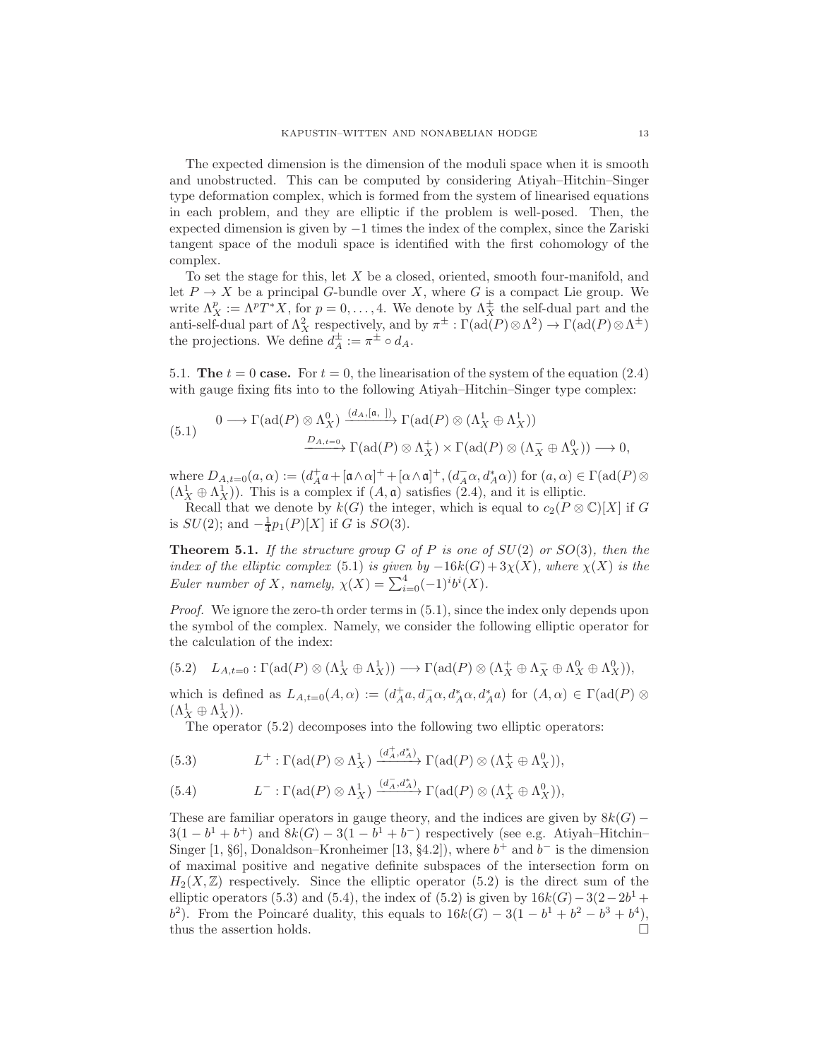The expected dimension is the dimension of the moduli space when it is smooth and unobstructed. This can be computed by considering Atiyah–Hitchin–Singer type deformation complex, which is formed from the system of linearised equations in each problem, and they are elliptic if the problem is well-posed. Then, the expected dimension is given by $-1$ times the index of the complex, since the Zariski tangent space of the moduli space is identified with the first cohomology of the complex.

To set the stage for this, let $X$ be a closed, oriented, smooth four-manifold, and let $P \to X$ be a principal $G$-bundle over $X$, where $G$ is a compact Lie group. We write $\Lambda^p_X := \Lambda^p T^*X$, for $p = 0, \ldots, 4$. We denote by $\Lambda^\pm_X$ the self-dual part and the anti-self-dual part of $\Lambda^2_X$ respectively, and by $\pi^\pm : \Gamma(\mathrm{ad}(P) \otimes \Lambda^2) \to \Gamma(\mathrm{ad}(P) \otimes \Lambda^\pm)$ the projections. We define $d^\pm_A := \pi^\pm \circ d_A$.

**5.1. The $t = 0$ case.** For $t = 0$, the linearisation of the system of the equation (2.4) with gauge fixing fits into to the following Atiyah–Hitchin–Singer type complex:

$$
\begin{aligned}
(5.1) \qquad 0 \longrightarrow \Gamma(\mathrm{ad}(P) \otimes \Lambda^0_X) &\xrightarrow{(d_A, [\mathfrak{a}, \ ])} \Gamma(\mathrm{ad}(P) \otimes (\Lambda^1_X \oplus \Lambda^1_X)) \\
&\xrightarrow{D_{A,t=0}} \Gamma(\mathrm{ad}(P) \otimes \Lambda^+_X) \times \Gamma(\mathrm{ad}(P) \otimes (\Lambda^-_X \oplus \Lambda^0_X)) \longrightarrow 0,
\end{aligned}
$$

where $D_{A,t=0}(a, \alpha) := (d^+_A a + [\mathfrak{a} \wedge \alpha]^+ + [\alpha \wedge \mathfrak{a}]^+, (d^-_A \alpha, d^*_A \alpha))$ for $(a, \alpha) \in \Gamma(\mathrm{ad}(P) \otimes (\Lambda^1_X \oplus \Lambda^1_X))$. This is a complex if $(A, \mathfrak{a})$ satisfies (2.4), and it is elliptic.

Recall that we denote by $k(G)$ the integer, which is equal to $c_2(P \otimes \mathbb{C})[X]$ if $G$ is $SU(2)$; and $-\frac{1}{4}p_1(P)[X]$ if $G$ is $SO(3)$.

**Theorem 5.1.** *If the structure group $G$ of $P$ is one of $SU(2)$ or $SO(3)$, then the index of the elliptic complex (5.1) is given by $-16k(G) + 3\chi(X)$, where $\chi(X)$ is the Euler number of $X$, namely, $\chi(X) = \sum_{i=0}^{4}(-1)^i b^i(X)$.*

*Proof.* We ignore the zero-th order terms in (5.1), since the index only depends upon the symbol of the complex. Namely, we consider the following elliptic operator for the calculation of the index:

$$
(5.2) \quad L_{A,t=0} : \Gamma(\mathrm{ad}(P) \otimes (\Lambda^1_X \oplus \Lambda^1_X)) \longrightarrow \Gamma(\mathrm{ad}(P) \otimes (\Lambda^+_X \oplus \Lambda^-_X \oplus \Lambda^0_X \oplus \Lambda^0_X)),
$$

which is defined as $L_{A,t=0}(A, \alpha) := (d^+_A a, d^-_A \alpha, d^*_A \alpha, d^*_A a)$ for $(A, \alpha) \in \Gamma(\mathrm{ad}(P) \otimes (\Lambda^1_X \oplus \Lambda^1_X))$.

The operator (5.2) decomposes into the following two elliptic operators:

$$
(5.3) \qquad L^+ : \Gamma(\mathrm{ad}(P) \otimes \Lambda^1_X) \xrightarrow{(d^+_A, d^*_A)} \Gamma(\mathrm{ad}(P) \otimes (\Lambda^+_X \oplus \Lambda^0_X)),
$$

$$
(5.4) \qquad L^- : \Gamma(\mathrm{ad}(P) \otimes \Lambda^1_X) \xrightarrow{(d^-_A, d^*_A)} \Gamma(\mathrm{ad}(P) \otimes (\Lambda^+_X \oplus \Lambda^0_X)),
$$

These are familiar operators in gauge theory, and the indices are given by $8k(G) - 3(1 - b^1 + b^+)$ and $8k(G) - 3(1 - b^1 + b^-)$ respectively (see e.g. Atiyah–Hitchin–Singer [1, §6], Donaldson–Kronheimer [13, §4.2]), where $b^+$ and $b^-$ is the dimension of maximal positive and negative definite subspaces of the intersection form on $H_2(X, \mathbb{Z})$ respectively. Since the elliptic operator (5.2) is the direct sum of the elliptic operators (5.3) and (5.4), the index of (5.2) is given by $16k(G) - 3(2 - 2b^1 + b^2)$. From the Poincaré duality, this equals to $16k(G) - 3(1 - b^1 + b^2 - b^3 + b^4)$, thus the assertion holds. $\square$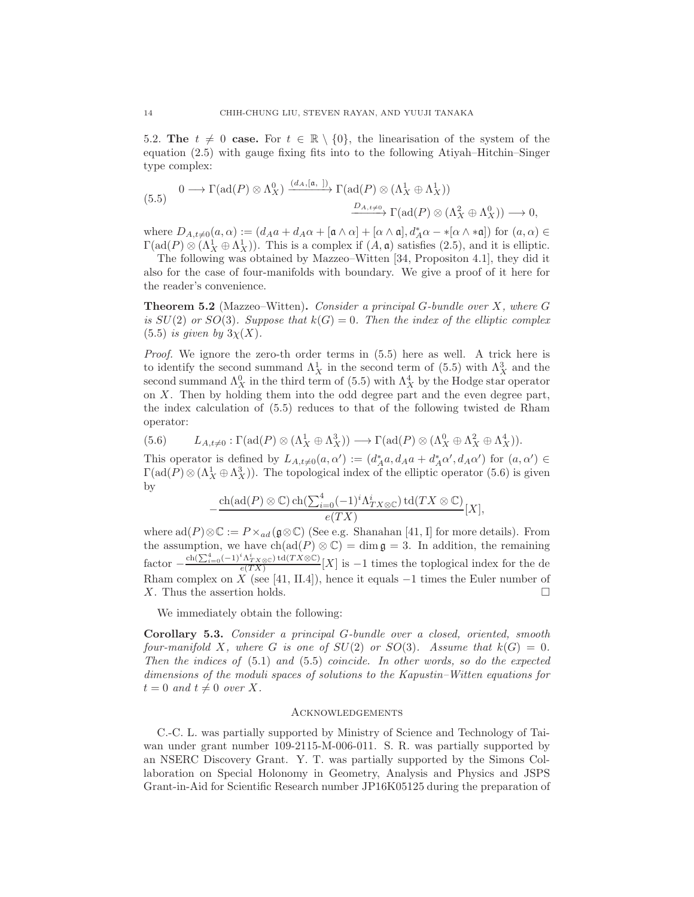5.2. **The $t \neq 0$ case.** For $t \in \mathbb{R} \setminus \{0\}$, the linearisation of the system of the equation (2.5) with gauge fixing fits into to the following Atiyah–Hitchin–Singer type complex:

$$
(5.5) \quad 0 \longrightarrow \Gamma(\mathrm{ad}(P) \otimes \Lambda^0_X) \xrightarrow{(d_A, [\mathfrak{a}, \ ])} \Gamma(\mathrm{ad}(P) \otimes (\Lambda^1_X \oplus \Lambda^1_X)) \xrightarrow{D_{A,t\neq 0}} \Gamma(\mathrm{ad}(P) \otimes (\Lambda^2_X \oplus \Lambda^0_X)) \longrightarrow 0,
$$

where $D_{A,t\neq 0}(a, \alpha) := (d_A a + d_A \alpha + [\mathfrak{a} \wedge \alpha] + [\alpha \wedge \mathfrak{a}], d_A^* \alpha - *[\alpha \wedge *\mathfrak{a}])$ for $(a, \alpha) \in \Gamma(\mathrm{ad}(P) \otimes (\Lambda^1_X \oplus \Lambda^1_X))$. This is a complex if $(A, \mathfrak{a})$ satisfies (2.5), and it is elliptic.

The following was obtained by Mazzeo–Witten [34, Propositon 4.1], they did it also for the case of four-manifolds with boundary. We give a proof of it here for the reader's convenience.

**Theorem 5.2** (Mazzeo–Witten)**.** *Consider a principal $G$-bundle over $X$, where $G$ is $SU(2)$ or $SO(3)$. Suppose that $k(G) = 0$. Then the index of the elliptic complex (5.5) is given by $3\chi(X)$.*

*Proof.* We ignore the zero-th order terms in (5.5) here as well. A trick here is to identify the second summand $\Lambda^1_X$ in the second term of (5.5) with $\Lambda^3_X$ and the second summand $\Lambda^0_X$ in the third term of (5.5) with $\Lambda^4_X$ by the Hodge star operator on $X$. Then by holding them into the odd degree part and the even degree part, the index calculation of (5.5) reduces to that of the following twisted de Rham operator:

$$
(5.6) \qquad L_{A,t\neq 0} : \Gamma(\mathrm{ad}(P) \otimes (\Lambda^1_X \oplus \Lambda^3_X)) \longrightarrow \Gamma(\mathrm{ad}(P) \otimes (\Lambda^0_X \oplus \Lambda^2_X \oplus \Lambda^4_X)).
$$

This operator is defined by $L_{A,t\neq 0}(a, \alpha') := (d_A^* a, d_A a + d_A^* \alpha', d_A \alpha')$ for $(a, \alpha') \in \Gamma(\mathrm{ad}(P) \otimes (\Lambda^1_X \oplus \Lambda^3_X))$. The topological index of the elliptic operator (5.6) is given by

$$
-\frac{\mathrm{ch}(\mathrm{ad}(P) \otimes \mathbb{C}) \, \mathrm{ch}(\sum_{i=0}^4 (-1)^i \Lambda^i_{TX \otimes \mathbb{C}}) \, \mathrm{td}(TX \otimes \mathbb{C})}{e(TX)} [X],
$$

where $\mathrm{ad}(P) \otimes \mathbb{C} := P \times_{ad} (\mathfrak{g} \otimes \mathbb{C})$ (See e.g. Shanahan [41, I] for more details). From the assumption, we have $\mathrm{ch}(\mathrm{ad}(P) \otimes \mathbb{C}) = \dim \mathfrak{g} = 3$. In addition, the remaining factor $-\frac{\mathrm{ch}(\sum_{i=0}^4 (-1)^i \Lambda^i_{TX \otimes \mathbb{C}}) \, \mathrm{td}(TX \otimes \mathbb{C})}{e(TX)} [X]$ is $-1$ times the toplogical index for the de Rham complex on $X$ (see [41, II.4]), hence it equals $-1$ times the Euler number of $X$. Thus the assertion holds. $\square$

We immediately obtain the following:

**Corollary 5.3.** *Consider a principal $G$-bundle over a closed, oriented, smooth four-manifold $X$, where $G$ is one of $SU(2)$ or $SO(3)$. Assume that $k(G) = 0$. Then the indices of (5.1) and (5.5) coincide. In other words, so do the expected dimensions of the moduli spaces of solutions to the Kapustin–Witten equations for $t = 0$ and $t \neq 0$ over $X$.*

## Acknowledgements

C.-C. L. was partially supported by Ministry of Science and Technology of Taiwan under grant number 109-2115-M-006-011. S. R. was partially supported by an NSERC Discovery Grant. Y. T. was partially supported by the Simons Collaboration on Special Holonomy in Geometry, Analysis and Physics and JSPS Grant-in-Aid for Scientific Research number JP16K05125 during the preparation of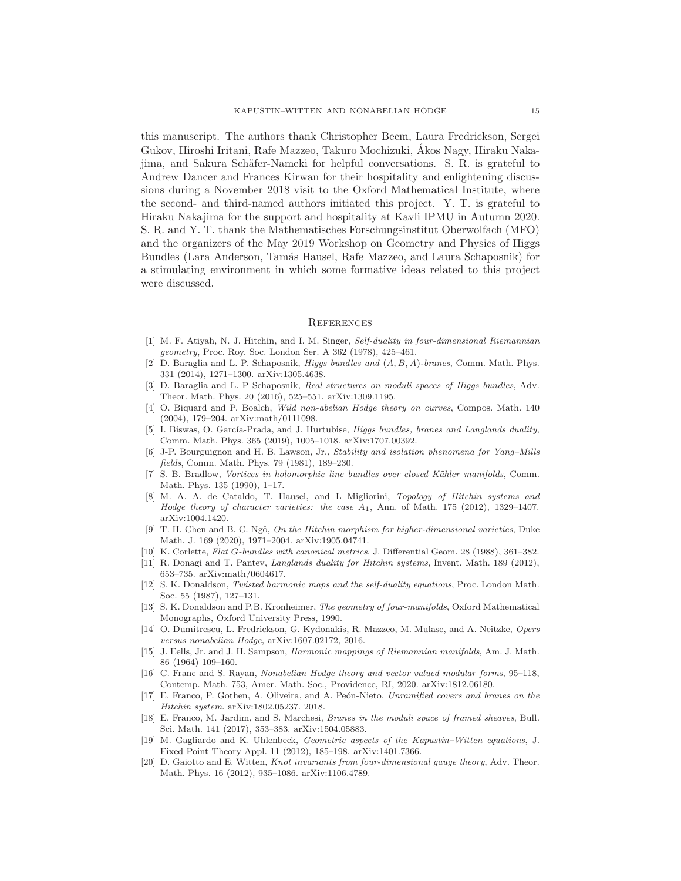this manuscript. The authors thank Christopher Beem, Laura Fredrickson, Sergei Gukov, Hiroshi Iritani, Rafe Mazzeo, Takuro Mochizuki, Ákos Nagy, Hiraku Nakajima, and Sakura Schäfer-Nameki for helpful conversations. S. R. is grateful to Andrew Dancer and Frances Kirwan for their hospitality and enlightening discussions during a November 2018 visit to the Oxford Mathematical Institute, where the second- and third-named authors initiated this project. Y. T. is grateful to Hiraku Nakajima for the support and hospitality at Kavli IPMU in Autumn 2020. S. R. and Y. T. thank the Mathematisches Forschungsinstitut Oberwolfach (MFO) and the organizers of the May 2019 Workshop on Geometry and Physics of Higgs Bundles (Lara Anderson, Tamás Hausel, Rafe Mazzeo, and Laura Schaposnik) for a stimulating environment in which some formative ideas related to this project were discussed.

## References

[1] M. F. Atiyah, N. J. Hitchin, and I. M. Singer, *Self-duality in four-dimensional Riemannian geometry*, Proc. Roy. Soc. London Ser. A 362 (1978), 425–461.

[2] D. Baraglia and L. P. Schaposnik, *Higgs bundles and $(A, B, A)$-branes*, Comm. Math. Phys. 331 (2014), 1271–1300. arXiv:1305.4638.

[3] D. Baraglia and L. P Schaposnik, *Real structures on moduli spaces of Higgs bundles*, Adv. Theor. Math. Phys. 20 (2016), 525–551. arXiv:1309.1195.

[4] O. Biquard and P. Boalch, *Wild non-abelian Hodge theory on curves*, Compos. Math. 140 (2004), 179–204. arXiv:math/0111098.

[5] I. Biswas, O. García-Prada, and J. Hurtubise, *Higgs bundles, branes and Langlands duality*, Comm. Math. Phys. 365 (2019), 1005–1018. arXiv:1707.00392.

[6] J-P. Bourguignon and H. B. Lawson, Jr., *Stability and isolation phenomena for Yang–Mills fields*, Comm. Math. Phys. 79 (1981), 189–230.

[7] S. B. Bradlow, *Vortices in holomorphic line bundles over closed Kähler manifolds*, Comm. Math. Phys. 135 (1990), 1–17.

[8] M. A. A. de Cataldo, T. Hausel, and L Migliorini, *Topology of Hitchin systems and Hodge theory of character varieties: the case $A_1$*, Ann. of Math. 175 (2012), 1329–1407. arXiv:1004.1420.

[9] T. H. Chen and B. C. Ngô, *On the Hitchin morphism for higher-dimensional varieties*, Duke Math. J. 169 (2020), 1971–2004. arXiv:1905.04741.

[10] K. Corlette, *Flat $G$-bundles with canonical metrics*, J. Differential Geom. 28 (1988), 361–382.

[11] R. Donagi and T. Pantev, *Langlands duality for Hitchin systems*, Invent. Math. 189 (2012), 653–735. arXiv:math/0604617.

[12] S. K. Donaldson, *Twisted harmonic maps and the self-duality equations*, Proc. London Math. Soc. 55 (1987), 127–131.

[13] S. K. Donaldson and P.B. Kronheimer, *The geometry of four-manifolds*, Oxford Mathematical Monographs, Oxford University Press, 1990.

[14] O. Dumitrescu, L. Fredrickson, G. Kydonakis, R. Mazzeo, M. Mulase, and A. Neitzke, *Opers versus nonabelian Hodge*, arXiv:1607.02172, 2016.

[15] J. Eells, Jr. and J. H. Sampson, *Harmonic mappings of Riemannian manifolds*, Am. J. Math. 86 (1964) 109–160.

[16] C. Franc and S. Rayan, *Nonabelian Hodge theory and vector valued modular forms*, 95–118, Contemp. Math. 753, Amer. Math. Soc., Providence, RI, 2020. arXiv:1812.06180.

[17] E. Franco, P. Gothen, A. Oliveira, and A. Peón-Nieto, *Unramified covers and branes on the Hitchin system*. arXiv:1802.05237. 2018.

[18] E. Franco, M. Jardim, and S. Marchesi, *Branes in the moduli space of framed sheaves*, Bull. Sci. Math. 141 (2017), 353–383. arXiv:1504.05883.

[19] M. Gagliardo and K. Uhlenbeck, *Geometric aspects of the Kapustin–Witten equations*, J. Fixed Point Theory Appl. 11 (2012), 185–198. arXiv:1401.7366.

[20] D. Gaiotto and E. Witten, *Knot invariants from four-dimensional gauge theory*, Adv. Theor. Math. Phys. 16 (2012), 935–1086. arXiv:1106.4789.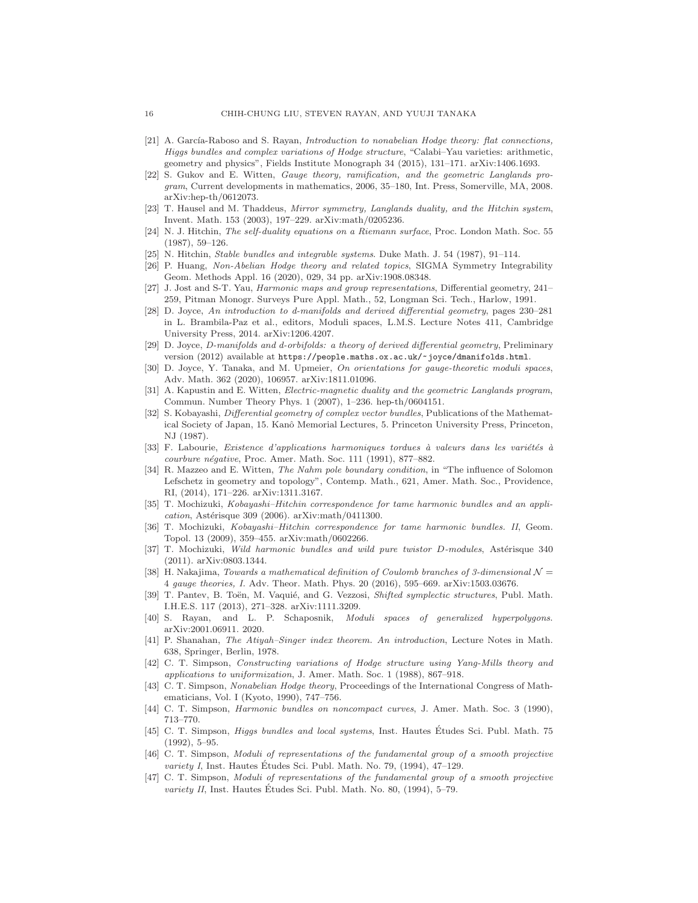- [21] A. García-Raboso and S. Rayan, *Introduction to nonabelian Hodge theory: flat connections, Higgs bundles and complex variations of Hodge structure*, "Calabi–Yau varieties: arithmetic, geometry and physics", Fields Institute Monograph 34 (2015), 131–171. arXiv:1406.1693.
- [22] S. Gukov and E. Witten, *Gauge theory, ramification, and the geometric Langlands program*, Current developments in mathematics, 2006, 35–180, Int. Press, Somerville, MA, 2008. arXiv:hep-th/0612073.
- [23] T. Hausel and M. Thaddeus, *Mirror symmetry, Langlands duality, and the Hitchin system*, Invent. Math. 153 (2003), 197–229. arXiv:math/0205236.
- [24] N. J. Hitchin, *The self-duality equations on a Riemann surface*, Proc. London Math. Soc. 55 (1987), 59–126.
- [25] N. Hitchin, *Stable bundles and integrable systems*. Duke Math. J. 54 (1987), 91–114.
- [26] P. Huang, *Non-Abelian Hodge theory and related topics*, SIGMA Symmetry Integrability Geom. Methods Appl. 16 (2020), 029, 34 pp. arXiv:1908.08348.
- [27] J. Jost and S-T. Yau, *Harmonic maps and group representations*, Differential geometry, 241–259, Pitman Monogr. Surveys Pure Appl. Math., 52, Longman Sci. Tech., Harlow, 1991.
- [28] D. Joyce, *An introduction to d-manifolds and derived differential geometry*, pages 230–281 in L. Brambila-Paz et al., editors, Moduli spaces, L.M.S. Lecture Notes 411, Cambridge University Press, 2014. arXiv:1206.4207.
- [29] D. Joyce, *D-manifolds and d-orbifolds: a theory of derived differential geometry*, Preliminary version (2012) available at `https://people.maths.ox.ac.uk/~joyce/dmanifolds.html`.
- [30] D. Joyce, Y. Tanaka, and M. Upmeier, *On orientations for gauge-theoretic moduli spaces*, Adv. Math. 362 (2020), 106957. arXiv:1811.01096.
- [31] A. Kapustin and E. Witten, *Electric-magnetic duality and the geometric Langlands program*, Commun. Number Theory Phys. 1 (2007), 1–236. hep-th/0604151.
- [32] S. Kobayashi, *Differential geometry of complex vector bundles*, Publications of the Mathematical Society of Japan, 15. Kanô Memorial Lectures, 5. Princeton University Press, Princeton, NJ (1987).
- [33] F. Labourie, *Existence d'applications harmoniques tordues à valeurs dans les variétés à courbure négative*, Proc. Amer. Math. Soc. 111 (1991), 877–882.
- [34] R. Mazzeo and E. Witten, *The Nahm pole boundary condition*, in "The influence of Solomon Lefschetz in geometry and topology", Contemp. Math., 621, Amer. Math. Soc., Providence, RI, (2014), 171–226. arXiv:1311.3167.
- [35] T. Mochizuki, *Kobayashi–Hitchin correspondence for tame harmonic bundles and an application*, Astérisque 309 (2006). arXiv:math/0411300.
- [36] T. Mochizuki, *Kobayashi–Hitchin correspondence for tame harmonic bundles. II*, Geom. Topol. 13 (2009), 359–455. arXiv:math/0602266.
- [37] T. Mochizuki, *Wild harmonic bundles and wild pure twistor D-modules*, Astérisque 340 (2011). arXiv:0803.1344.
- [38] H. Nakajima, *Towards a mathematical definition of Coulomb branches of 3-dimensional $\mathcal{N} = 4$ gauge theories, I*. Adv. Theor. Math. Phys. 20 (2016), 595–669. arXiv:1503.03676.
- [39] T. Pantev, B. Toën, M. Vaquié, and G. Vezzosi, *Shifted symplectic structures*, Publ. Math. I.H.E.S. 117 (2013), 271–328. arXiv:1111.3209.
- [40] S. Rayan, and L. P. Schaposnik, *Moduli spaces of generalized hyperpolygons*. arXiv:2001.06911. 2020.
- [41] P. Shanahan, *The Atiyah–Singer index theorem. An introduction*, Lecture Notes in Math. 638, Springer, Berlin, 1978.
- [42] C. T. Simpson, *Constructing variations of Hodge structure using Yang-Mills theory and applications to uniformization*, J. Amer. Math. Soc. 1 (1988), 867–918.
- [43] C. T. Simpson, *Nonabelian Hodge theory*, Proceedings of the International Congress of Mathematicians, Vol. I (Kyoto, 1990), 747–756.
- [44] C. T. Simpson, *Harmonic bundles on noncompact curves*, J. Amer. Math. Soc. 3 (1990), 713–770.
- [45] C. T. Simpson, *Higgs bundles and local systems*, Inst. Hautes Études Sci. Publ. Math. 75 (1992), 5–95.
- [46] C. T. Simpson, *Moduli of representations of the fundamental group of a smooth projective variety I*, Inst. Hautes Études Sci. Publ. Math. No. 79, (1994), 47–129.
- [47] C. T. Simpson, *Moduli of representations of the fundamental group of a smooth projective variety II*, Inst. Hautes Études Sci. Publ. Math. No. 80, (1994), 5–79.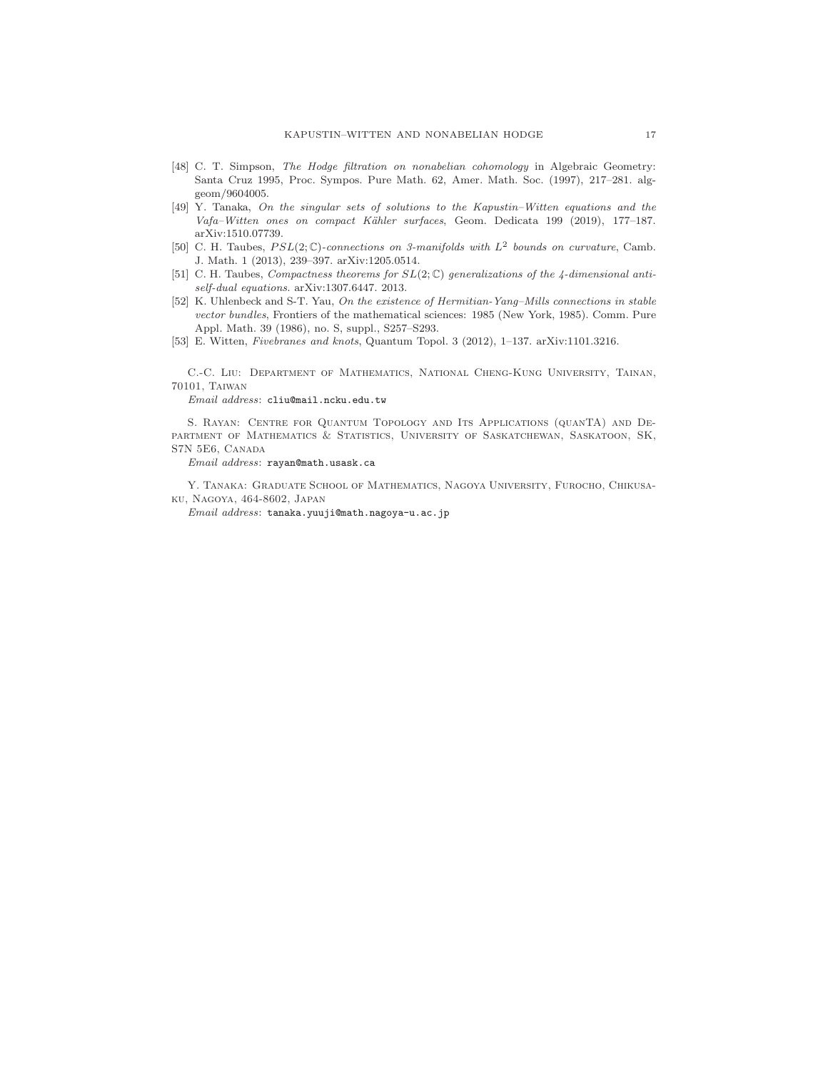[48] C. T. Simpson, *The Hodge filtration on nonabelian cohomology* in Algebraic Geometry: Santa Cruz 1995, Proc. Sympos. Pure Math. 62, Amer. Math. Soc. (1997), 217–281. alg-geom/9604005.

[49] Y. Tanaka, *On the singular sets of solutions to the Kapustin–Witten equations and the Vafa–Witten ones on compact Kähler surfaces*, Geom. Dedicata 199 (2019), 177–187. arXiv:1510.07739.

[50] C. H. Taubes, *$PSL(2;\mathbb{C})$-connections on 3-manifolds with $L^2$ bounds on curvature*, Camb. J. Math. 1 (2013), 239–397. arXiv:1205.0514.

[51] C. H. Taubes, *Compactness theorems for $SL(2;\mathbb{C})$ generalizations of the 4-dimensional anti-self-dual equations*. arXiv:1307.6447. 2013.

[52] K. Uhlenbeck and S-T. Yau, *On the existence of Hermitian-Yang–Mills connections in stable vector bundles*, Frontiers of the mathematical sciences: 1985 (New York, 1985). Comm. Pure Appl. Math. 39 (1986), no. S, suppl., S257–S293.

[53] E. Witten, *Fivebranes and knots*, Quantum Topol. 3 (2012), 1–137. arXiv:1101.3216.

C.-C. Liu: Department of Mathematics, National Cheng-Kung University, Tainan, 70101, Taiwan

*Email address*: cliu@mail.ncku.edu.tw

S. Rayan: Centre for Quantum Topology and Its Applications (quanTA) and Department of Mathematics & Statistics, University of Saskatchewan, Saskatoon, SK, S7N 5E6, Canada

*Email address*: rayan@math.usask.ca

Y. Tanaka: Graduate School of Mathematics, Nagoya University, Furocho, Chikusa-ku, Nagoya, 464-8602, Japan

*Email address*: tanaka.yuuji@math.nagoya-u.ac.jp